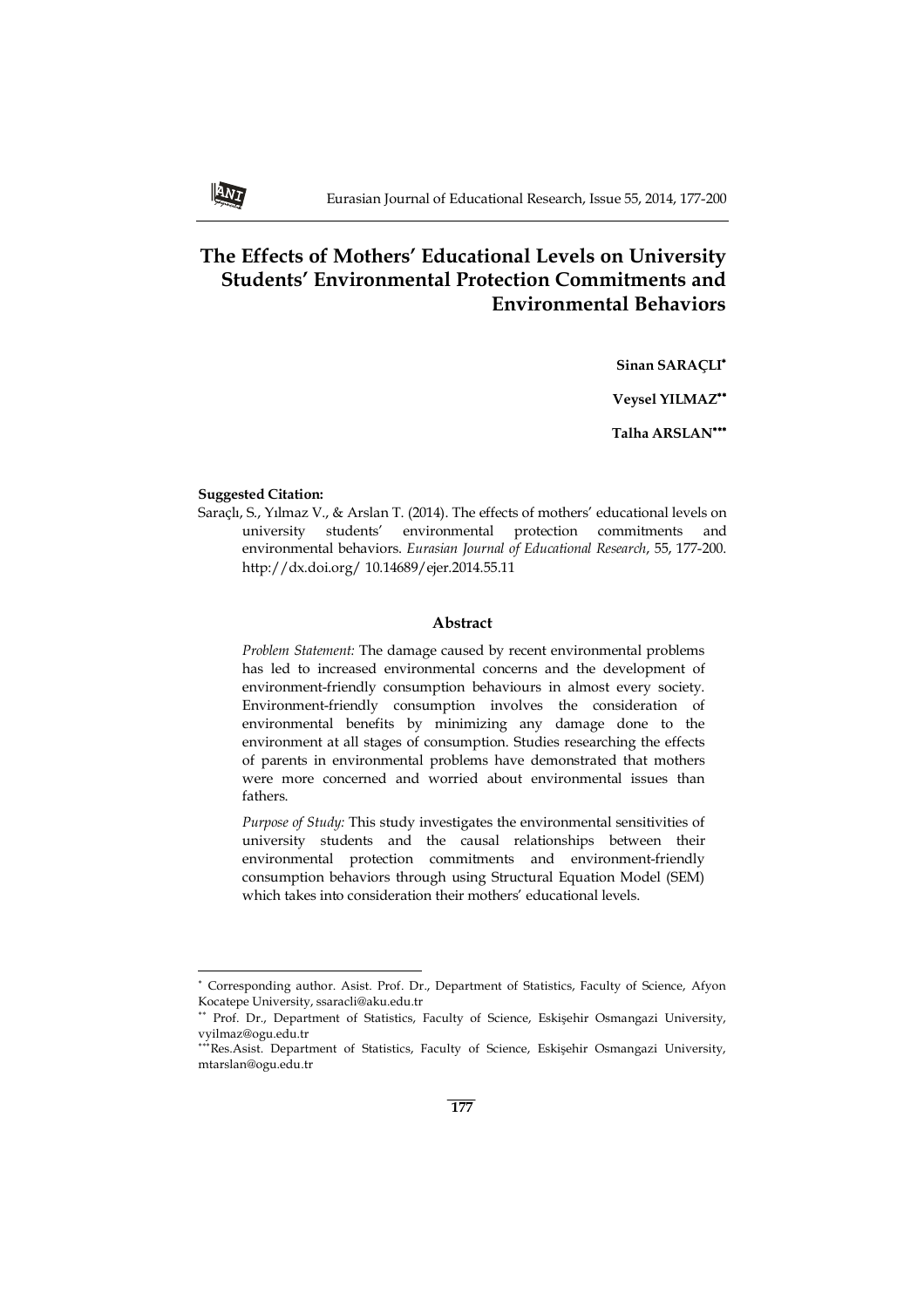# The Effects of Mothers' Educational Levels on University Students' Environmental Protection Commitments and Environmental Behaviors

**Sinan SARAÇLI**[*]

**Veysel YILMAZ**[**]

**Talha ARSLAN**[***]

**Suggested Citation:**

Saraçlı, S., Yılmaz V., & Arslan T. (2014). The effects of mothers' educational levels on university students' environmental protection commitments and environmental behaviors. *Eurasian Journal of Educational Research*, 55, 177-200. http://dx.doi.org/ 10.14689/ejer.2014.55.11

## Abstract

*Problem Statement:* The damage caused by recent environmental problems has led to increased environmental concerns and the development of environment-friendly consumption behaviours in almost every society. Environment-friendly consumption involves the consideration of environmental benefits by minimizing any damage done to the environment at all stages of consumption. Studies researching the effects of parents in environmental problems have demonstrated that mothers were more concerned and worried about environmental issues than fathers.

*Purpose of Study:* This study investigates the environmental sensitivities of university students and the causal relationships between their environmental protection commitments and environment-friendly consumption behaviors through using Structural Equation Model (SEM) which takes into consideration their mothers' educational levels.

---

[*] Corresponding author. Asist. Prof. Dr., Department of Statistics, Faculty of Science, Afyon Kocatepe University, ssaracli@aku.edu.tr

[**] Prof. Dr., Department of Statistics, Faculty of Science, Eskişehir Osmangazi University, vyilmaz@ogu.edu.tr

[***] Res.Asist. Department of Statistics, Faculty of Science, Eskişehir Osmangazi University, mtarslan@ogu.edu.tr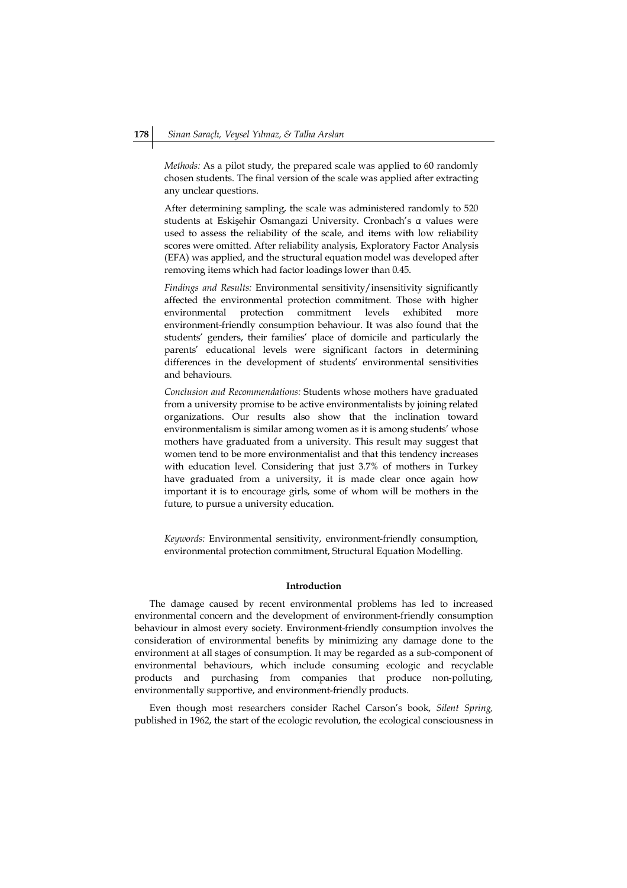*Methods:* As a pilot study, the prepared scale was applied to 60 randomly chosen students. The final version of the scale was applied after extracting any unclear questions.

After determining sampling, the scale was administered randomly to 520 students at Eskişehir Osmangazi University. Cronbach's α values were used to assess the reliability of the scale, and items with low reliability scores were omitted. After reliability analysis, Exploratory Factor Analysis (EFA) was applied, and the structural equation model was developed after removing items which had factor loadings lower than 0.45.

*Findings and Results:* Environmental sensitivity/insensitivity significantly affected the environmental protection commitment. Those with higher environmental protection commitment levels exhibited more environment-friendly consumption behaviour. It was also found that the students' genders, their families' place of domicile and particularly the parents' educational levels were significant factors in determining differences in the development of students' environmental sensitivities and behaviours.

*Conclusion and Recommendations:* Students whose mothers have graduated from a university promise to be active environmentalists by joining related organizations. Our results also show that the inclination toward environmentalism is similar among women as it is among students' whose mothers have graduated from a university. This result may suggest that women tend to be more environmentalist and that this tendency increases with education level. Considering that just 3.7% of mothers in Turkey have graduated from a university, it is made clear once again how important it is to encourage girls, some of whom will be mothers in the future, to pursue a university education.

*Keywords:* Environmental sensitivity, environment-friendly consumption, environmental protection commitment, Structural Equation Modelling.

## Introduction

The damage caused by recent environmental problems has led to increased environmental concern and the development of environment-friendly consumption behaviour in almost every society. Environment-friendly consumption involves the consideration of environmental benefits by minimizing any damage done to the environment at all stages of consumption. It may be regarded as a sub-component of environmental behaviours, which include consuming ecologic and recyclable products and purchasing from companies that produce non-polluting, environmentally supportive, and environment-friendly products.

Even though most researchers consider Rachel Carson's book, *Silent Spring,* published in 1962, the start of the ecologic revolution, the ecological consciousness in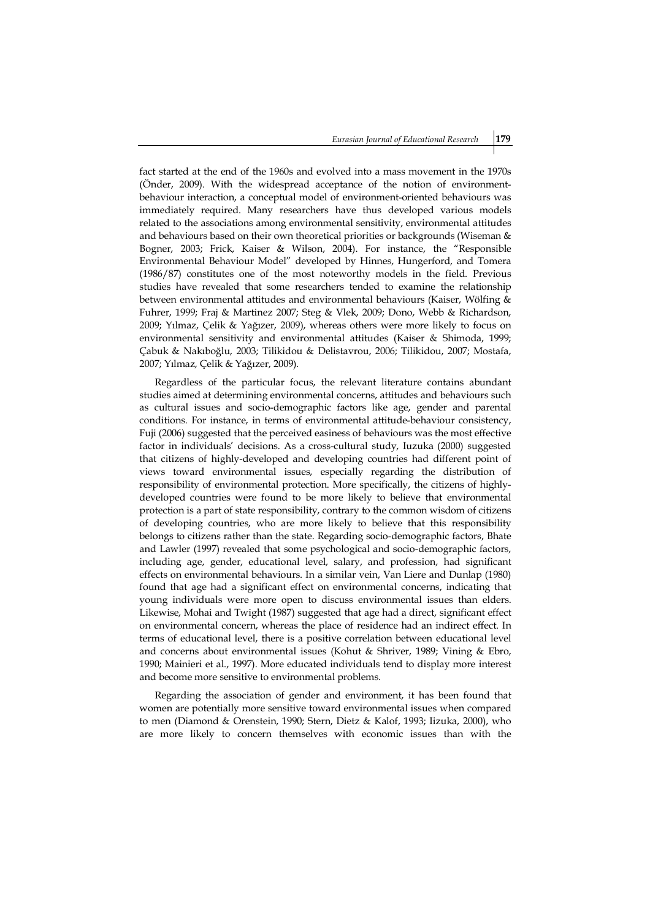fact started at the end of the 1960s and evolved into a mass movement in the 1970s (Önder, 2009). With the widespread acceptance of the notion of environment-behaviour interaction, a conceptual model of environment-oriented behaviours was immediately required. Many researchers have thus developed various models related to the associations among environmental sensitivity, environmental attitudes and behaviours based on their own theoretical priorities or backgrounds (Wiseman & Bogner, 2003; Frick, Kaiser & Wilson, 2004). For instance, the "Responsible Environmental Behaviour Model" developed by Hinnes, Hungerford, and Tomera (1986/87) constitutes one of the most noteworthy models in the field. Previous studies have revealed that some researchers tended to examine the relationship between environmental attitudes and environmental behaviours (Kaiser, Wölfing & Fuhrer, 1999; Fraj & Martinez 2007; Steg & Vlek, 2009; Dono, Webb & Richardson, 2009; Yılmaz, Çelik & Yağızer, 2009), whereas others were more likely to focus on environmental sensitivity and environmental attitudes (Kaiser & Shimoda, 1999; Çabuk & Nakıboğlu, 2003; Tilikidou & Delistavrou, 2006; Tilikidou, 2007; Mostafa, 2007; Yılmaz, Çelik & Yağızer, 2009).

Regardless of the particular focus, the relevant literature contains abundant studies aimed at determining environmental concerns, attitudes and behaviours such as cultural issues and socio-demographic factors like age, gender and parental conditions. For instance, in terms of environmental attitude-behaviour consistency, Fuji (2006) suggested that the perceived easiness of behaviours was the most effective factor in individuals' decisions. As a cross-cultural study, Iuzuka (2000) suggested that citizens of highly-developed and developing countries had different point of views toward environmental issues, especially regarding the distribution of responsibility of environmental protection. More specifically, the citizens of highly-developed countries were found to be more likely to believe that environmental protection is a part of state responsibility, contrary to the common wisdom of citizens of developing countries, who are more likely to believe that this responsibility belongs to citizens rather than the state. Regarding socio-demographic factors, Bhate and Lawler (1997) revealed that some psychological and socio-demographic factors, including age, gender, educational level, salary, and profession, had significant effects on environmental behaviours. In a similar vein, Van Liere and Dunlap (1980) found that age had a significant effect on environmental concerns, indicating that young individuals were more open to discuss environmental issues than elders. Likewise, Mohai and Twight (1987) suggested that age had a direct, significant effect on environmental concern, whereas the place of residence had an indirect effect. In terms of educational level, there is a positive correlation between educational level and concerns about environmental issues (Kohut & Shriver, 1989; Vining & Ebro, 1990; Mainieri et al., 1997). More educated individuals tend to display more interest and become more sensitive to environmental problems.

Regarding the association of gender and environment, it has been found that women are potentially more sensitive toward environmental issues when compared to men (Diamond & Orenstein, 1990; Stern, Dietz & Kalof, 1993; Iizuka, 2000), who are more likely to concern themselves with economic issues than with the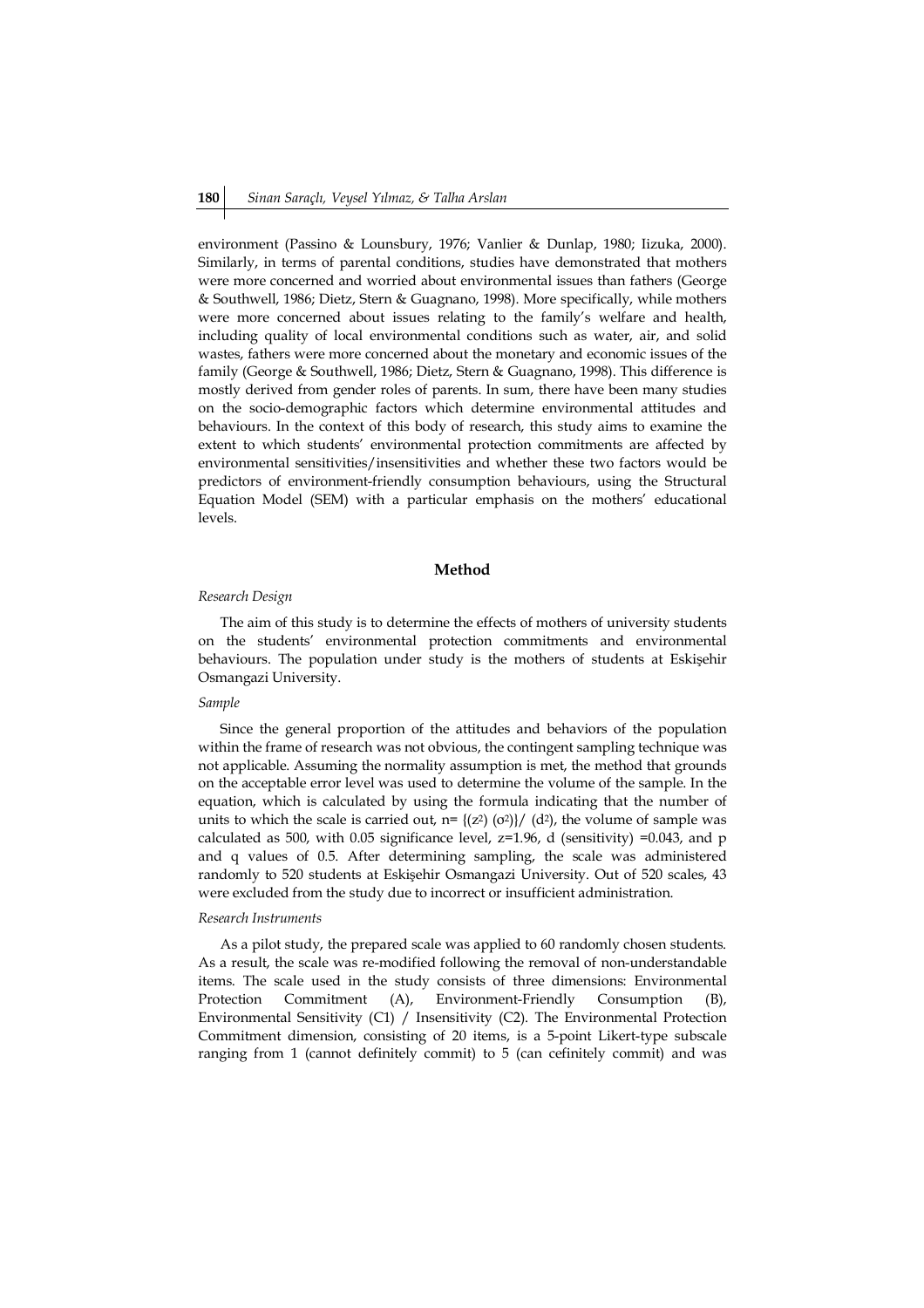environment (Passino & Lounsbury, 1976; Vanlier & Dunlap, 1980; Iizuka, 2000). Similarly, in terms of parental conditions, studies have demonstrated that mothers were more concerned and worried about environmental issues than fathers (George & Southwell, 1986; Dietz, Stern & Guagnano, 1998). More specifically, while mothers were more concerned about issues relating to the family's welfare and health, including quality of local environmental conditions such as water, air, and solid wastes, fathers were more concerned about the monetary and economic issues of the family (George & Southwell, 1986; Dietz, Stern & Guagnano, 1998). This difference is mostly derived from gender roles of parents. In sum, there have been many studies on the socio-demographic factors which determine environmental attitudes and behaviours. In the context of this body of research, this study aims to examine the extent to which students' environmental protection commitments are affected by environmental sensitivities/insensitivities and whether these two factors would be predictors of environment-friendly consumption behaviours, using the Structural Equation Model (SEM) with a particular emphasis on the mothers' educational levels.

## Method

*Research Design*

The aim of this study is to determine the effects of mothers of university students on the students' environmental protection commitments and environmental behaviours. The population under study is the mothers of students at Eskişehir Osmangazi University.

*Sample*

Since the general proportion of the attitudes and behaviors of the population within the frame of research was not obvious, the contingent sampling technique was not applicable. Assuming the normality assumption is met, the method that grounds on the acceptable error level was used to determine the volume of the sample. In the equation, which is calculated by using the formula indicating that the number of units to which the scale is carried out, $n= \{(z^2)(\sigma^2)\}/(d^2)$, the volume of sample was calculated as 500, with 0.05 significance level, $z$=1.96, $d$ (sensitivity) =0.043, and p and q values of 0.5. After determining sampling, the scale was administered randomly to 520 students at Eskişehir Osmangazi University. Out of 520 scales, 43 were excluded from the study due to incorrect or insufficient administration.

*Research Instruments*

As a pilot study, the prepared scale was applied to 60 randomly chosen students. As a result, the scale was re-modified following the removal of non-understandable items. The scale used in the study consists of three dimensions: Environmental Protection Commitment (A), Environment-Friendly Consumption (B), Environmental Sensitivity (C1) / Insensitivity (C2). The Environmental Protection Commitment dimension, consisting of 20 items, is a 5-point Likert-type subscale ranging from 1 (cannot definitely commit) to 5 (can cefinitely commit) and was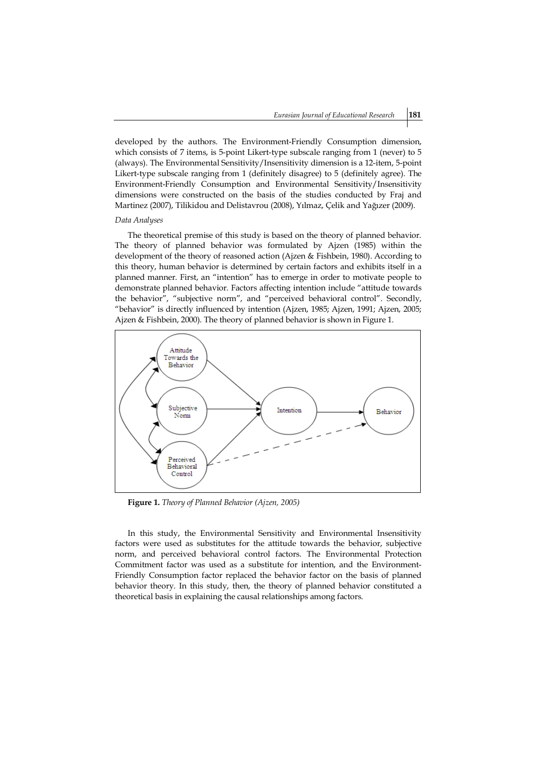developed by the authors. The Environment-Friendly Consumption dimension, which consists of 7 items, is 5-point Likert-type subscale ranging from 1 (never) to 5 (always). The Environmental Sensitivity/Insensitivity dimension is a 12-item, 5-point Likert-type subscale ranging from 1 (definitely disagree) to 5 (definitely agree). The Environment-Friendly Consumption and Environmental Sensitivity/Insensitivity dimensions were constructed on the basis of the studies conducted by Fraj and Martinez (2007), Tilikidou and Delistavrou (2008), Yılmaz, Çelik and Yağızer (2009).

*Data Analyses*

The theoretical premise of this study is based on the theory of planned behavior. The theory of planned behavior was formulated by Ajzen (1985) within the development of the theory of reasoned action (Ajzen & Fishbein, 1980). According to this theory, human behavior is determined by certain factors and exhibits itself in a planned manner. First, an "intention" has to emerge in order to motivate people to demonstrate planned behavior. Factors affecting intention include "attitude towards the behavior", "subjective norm", and "perceived behavioral control". Secondly, "behavior" is directly influenced by intention (Ajzen, 1985; Ajzen, 1991; Ajzen, 2005; Ajzen & Fishbein, 2000). The theory of planned behavior is shown in Figure 1.

**Figure 1.** *Theory of Planned Behavior (Ajzen, 2005)*

In this study, the Environmental Sensitivity and Environmental Insensitivity factors were used as substitutes for the attitude towards the behavior, subjective norm, and perceived behavioral control factors. The Environmental Protection Commitment factor was used as a substitute for intention, and the Environment-Friendly Consumption factor replaced the behavior factor on the basis of planned behavior theory. In this study, then, the theory of planned behavior constituted a theoretical basis in explaining the causal relationships among factors.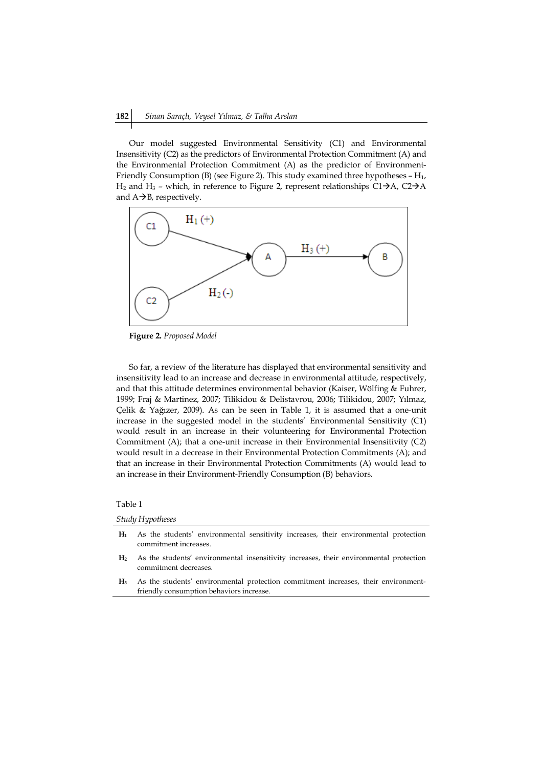Our model suggested Environmental Sensitivity (C1) and Environmental Insensitivity (C2) as the predictors of Environmental Protection Commitment (A) and the Environmental Protection Commitment (A) as the predictor of Environment-Friendly Consumption (B) (see Figure 2). This study examined three hypotheses – $H_1$, $H_2$ and $H_3$ – which, in reference to Figure 2, represent relationships C1→A, C2→A and A→B, respectively.

**Figure 2.** *Proposed Model*

So far, a review of the literature has displayed that environmental sensitivity and insensitivity lead to an increase and decrease in environmental attitude, respectively, and that this attitude determines environmental behavior (Kaiser, Wölfing & Fuhrer, 1999; Fraj & Martinez, 2007; Tilikidou & Delistavrou, 2006; Tilikidou, 2007; Yılmaz, Çelik & Yağızer, 2009). As can be seen in Table 1, it is assumed that a one-unit increase in the suggested model in the students' Environmental Sensitivity (C1) would result in an increase in their volunteering for Environmental Protection Commitment (A); that a one-unit increase in their Environmental Insensitivity (C2) would result in a decrease in their Environmental Protection Commitments (A); and that an increase in their Environmental Protection Commitments (A) would lead to an increase in their Environment-Friendly Consumption (B) behaviors.

Table 1

*Study Hypotheses*

| | |
|---|---|
| $H_1$ | As the students' environmental sensitivity increases, their environmental protection commitment increases. |
| $H_2$ | As the students' environmental insensitivity increases, their environmental protection commitment decreases. |
| $H_3$ | As the students' environmental protection commitment increases, their environment-friendly consumption behaviors increase. |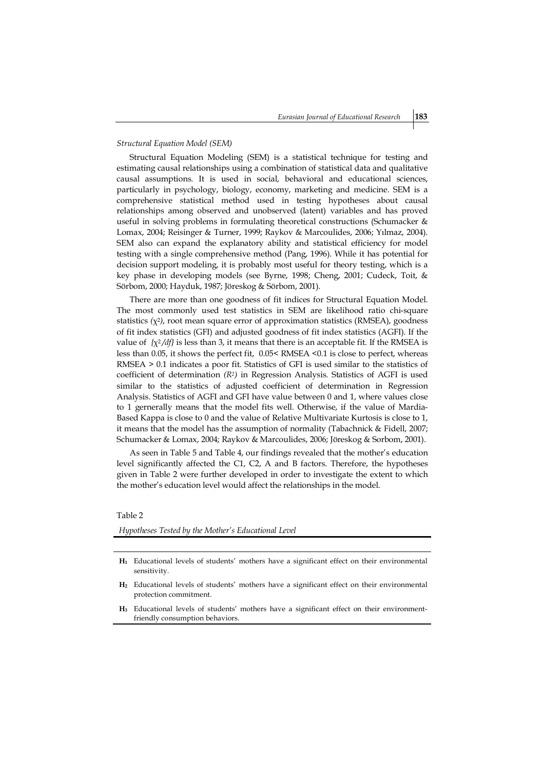*Structural Equation Model (SEM)*

Structural Equation Modeling (SEM) is a statistical technique for testing and estimating causal relationships using a combination of statistical data and qualitative causal assumptions. It is used in social, behavioral and educational sciences, particularly in psychology, biology, economy, marketing and medicine. SEM is a comprehensive statistical method used in testing hypotheses about causal relationships among observed and unobserved (latent) variables and has proved useful in solving problems in formulating theoretical constructions (Schumacker & Lomax, 2004; Reisinger & Turner, 1999; Raykov & Marcoulides, 2006; Yılmaz, 2004). SEM also can expand the explanatory ability and statistical efficiency for model testing with a single comprehensive method (Pang, 1996). While it has potential for decision support modeling, it is probably most useful for theory testing, which is a key phase in developing models (see Byrne, 1998; Cheng, 2001; Cudeck, Toit, & Sörbom, 2000; Hayduk, 1987; Jöreskog & Sörbom, 2001).

There are more than one goodness of fit indices for Structural Equation Model. The most commonly used test statistics in SEM are likelihood ratio chi-square statistics ($\chi^2$), root mean square error of approximation statistics (RMSEA), goodness of fit index statistics (GFI) and adjusted goodness of fit index statistics (AGFI). If the value of $(\chi^2/df)$ is less than 3, it means that there is an acceptable fit. If the RMSEA is less than 0.05, it shows the perfect fit, $0.05 <$ RMSEA $< 0.1$ is close to perfect, whereas RMSEA $> 0.1$ indicates a poor fit. Statistics of GFI is used similar to the statistics of coefficient of determination ($R^2$) in Regression Analysis. Statistics of AGFI is used similar to the statistics of adjusted coefficient of determination in Regression Analysis. Statistics of AGFI and GFI have value between 0 and 1, where values close to 1 gernerally means that the model fits well. Otherwise, if the value of Mardia-Based Kappa is close to 0 and the value of Relative Multivariate Kurtosis is close to 1, it means that the model has the assumption of normality (Tabachnick & Fidell, 2007; Schumacker & Lomax, 2004; Raykov & Marcoulides, 2006; Jöreskog & Sorbom, 2001).

As seen in Table 5 and Table 4, our findings revealed that the mother's education level significantly affected the C1, C2, A and B factors. Therefore, the hypotheses given in Table 2 were further developed in order to investigate the extent to which the mother's education level would affect the relationships in the model.

Table 2

*Hypotheses Tested by the Mother's Educational Level*

| | |
|---|---|
| **$H_1$** | Educational levels of students' mothers have a significant effect on their environmental sensitivity. |
| **$H_2$** | Educational levels of students' mothers have a significant effect on their environmental protection commitment. |
| **$H_3$** | Educational levels of students' mothers have a significant effect on their environment-friendly consumption behaviors. |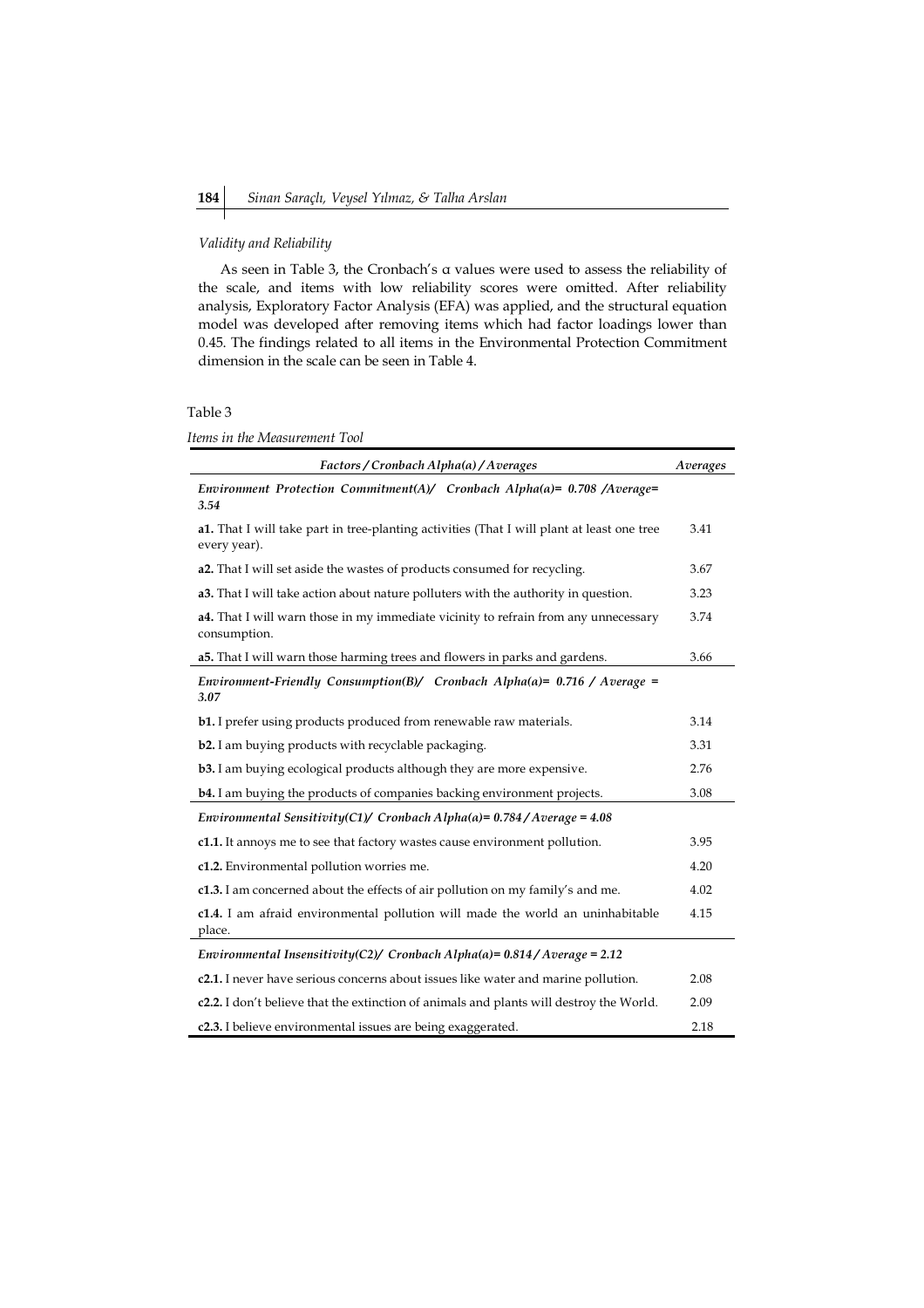*Validity and Reliability*

As seen in Table 3, the Cronbach's α values were used to assess the reliability of the scale, and items with low reliability scores were omitted. After reliability analysis, Exploratory Factor Analysis (EFA) was applied, and the structural equation model was developed after removing items which had factor loadings lower than 0.45. The findings related to all items in the Environmental Protection Commitment dimension in the scale can be seen in Table 4.

Table 3

*Items in the Measurement Tool*

| *Factors / Cronbach Alpha(a) / Averages* | *Averages* |
|---|---|
| ***Environment Protection Commitment(A)/ Cronbach Alpha(a)= 0.708 /Average= 3.54*** | |
| **a1.** That I will take part in tree-planting activities (That I will plant at least one tree every year). | 3.41 |
| **a2.** That I will set aside the wastes of products consumed for recycling. | 3.67 |
| **a3.** That I will take action about nature polluters with the authority in question. | 3.23 |
| **a4.** That I will warn those in my immediate vicinity to refrain from any unnecessary consumption. | 3.74 |
| **a5.** That I will warn those harming trees and flowers in parks and gardens. | 3.66 |
| ***Environment-Friendly Consumption(B)/ Cronbach Alpha(a)= 0.716 / Average = 3.07*** | |
| **b1.** I prefer using products produced from renewable raw materials. | 3.14 |
| **b2.** I am buying products with recyclable packaging. | 3.31 |
| **b3.** I am buying ecological products although they are more expensive. | 2.76 |
| **b4.** I am buying the products of companies backing environment projects. | 3.08 |
| ***Environmental Sensitivity(C1)/ Cronbach Alpha(a)= 0.784 / Average = 4.08*** | |
| **c1.1.** It annoys me to see that factory wastes cause environment pollution. | 3.95 |
| **c1.2.** Environmental pollution worries me. | 4.20 |
| **c1.3.** I am concerned about the effects of air pollution on my family's and me. | 4.02 |
| **c1.4.** I am afraid environmental pollution will made the world an uninhabitable place. | 4.15 |
| ***Environmental Insensitivity(C2)/ Cronbach Alpha(a)= 0.814 / Average = 2.12*** | |
| **c2.1.** I never have serious concerns about issues like water and marine pollution. | 2.08 |
| **c2.2.** I don't believe that the extinction of animals and plants will destroy the World. | 2.09 |
| **c2.3.** I believe environmental issues are being exaggerated. | 2.18 |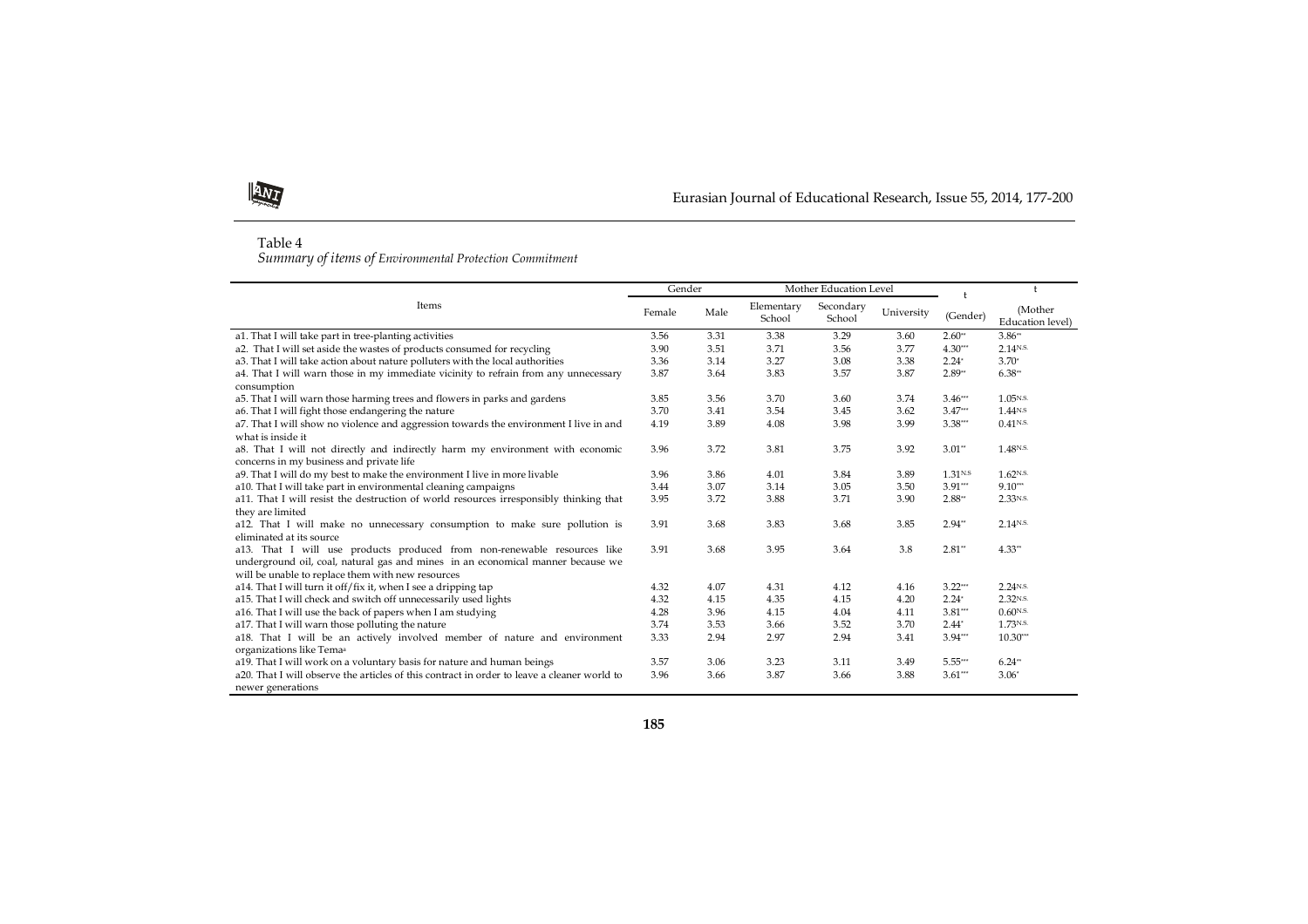Table 4
*Summary of items of Environmental Protection Commitment*

| Items | Gender | | Mother Education Level | | | t | t |
|---|---|---|---|---|---|---|---|
| | Female | Male | Elementary School | Secondary School | University | (Gender) | (Mother Education level) |
| a1. That I will take part in tree-planting activities | 3.56 | 3.31 | 3.38 | 3.29 | 3.60 | 2.60** | 3.86** |
| a2. That I will set aside the wastes of products consumed for recycling | 3.90 | 3.51 | 3.71 | 3.56 | 3.77 | 4.30*** | 2.14N.S. |
| a3. That I will take action about nature polluters with the local authorities | 3.36 | 3.14 | 3.27 | 3.08 | 3.38 | 2.24* | 3.70* |
| a4. That I will warn those in my immediate vicinity to refrain from any unnecessary consumption | 3.87 | 3.64 | 3.83 | 3.57 | 3.87 | 2.89** | 6.38** |
| a5. That I will warn those harming trees and flowers in parks and gardens | 3.85 | 3.56 | 3.70 | 3.60 | 3.74 | 3.46*** | 1.05N.S. |
| a6. That I will fight those endangering the nature | 3.70 | 3.41 | 3.54 | 3.45 | 3.62 | 3.47*** | 1.44N.S |
| a7. That I will show no violence and aggression towards the environment I live in and what is inside it | 4.19 | 3.89 | 4.08 | 3.98 | 3.99 | 3.38*** | 0.41N.S. |
| a8. That I will not directly and indirectly harm my environment with economic concerns in my business and private life | 3.96 | 3.72 | 3.81 | 3.75 | 3.92 | 3.01** | 1.48N.S. |
| a9. That I will do my best to make the environment I live in more livable | 3.96 | 3.86 | 4.01 | 3.84 | 3.89 | 1.31N.S | 1.62N.S. |
| a10. That I will take part in environmental cleaning campaigns | 3.44 | 3.07 | 3.14 | 3.05 | 3.50 | 3.91*** | 9.10*** |
| a11. That I will resist the destruction of world resources irresponsibly thinking that they are limited | 3.95 | 3.72 | 3.88 | 3.71 | 3.90 | 2.88** | 2.33N.S. |
| a12. That I will make no unnecessary consumption to make sure pollution is eliminated at its source | 3.91 | 3.68 | 3.83 | 3.68 | 3.85 | 2.94** | 2.14N.S. |
| a13. That I will use products produced from non-renewable resources like underground oil, coal, natural gas and mines in an economical manner because we will be unable to replace them with new resources | 3.91 | 3.68 | 3.95 | 3.64 | 3.8 | 2.81** | 4.33** |
| a14. That I will turn it off/fix it, when I see a dripping tap | 4.32 | 4.07 | 4.31 | 4.12 | 4.16 | 3.22*** | 2.24N.S. |
| a15. That I will check and switch off unnecessarily used lights | 4.32 | 4.15 | 4.35 | 4.15 | 4.20 | 2.24* | 2.32N.S. |
| a16. That I will use the back of papers when I am studying | 4.28 | 3.96 | 4.15 | 4.04 | 4.11 | 3.81*** | 0.60N.S. |
| a17. That I will warn those polluting the nature | 3.74 | 3.53 | 3.66 | 3.52 | 3.70 | 2.44* | 1.73N.S. |
| a18. That I will be an actively involved member of nature and environment organizations like Tema[a] | 3.33 | 2.94 | 2.97 | 2.94 | 3.41 | 3.94*** | 10.30*** |
| a19. That I will work on a voluntary basis for nature and human beings | 3.57 | 3.06 | 3.23 | 3.11 | 3.49 | 5.55*** | 6.24** |
| a20. That I will observe the articles of this contract in order to leave a cleaner world to newer generations | 3.96 | 3.66 | 3.87 | 3.66 | 3.88 | 3.61*** | 3.06* |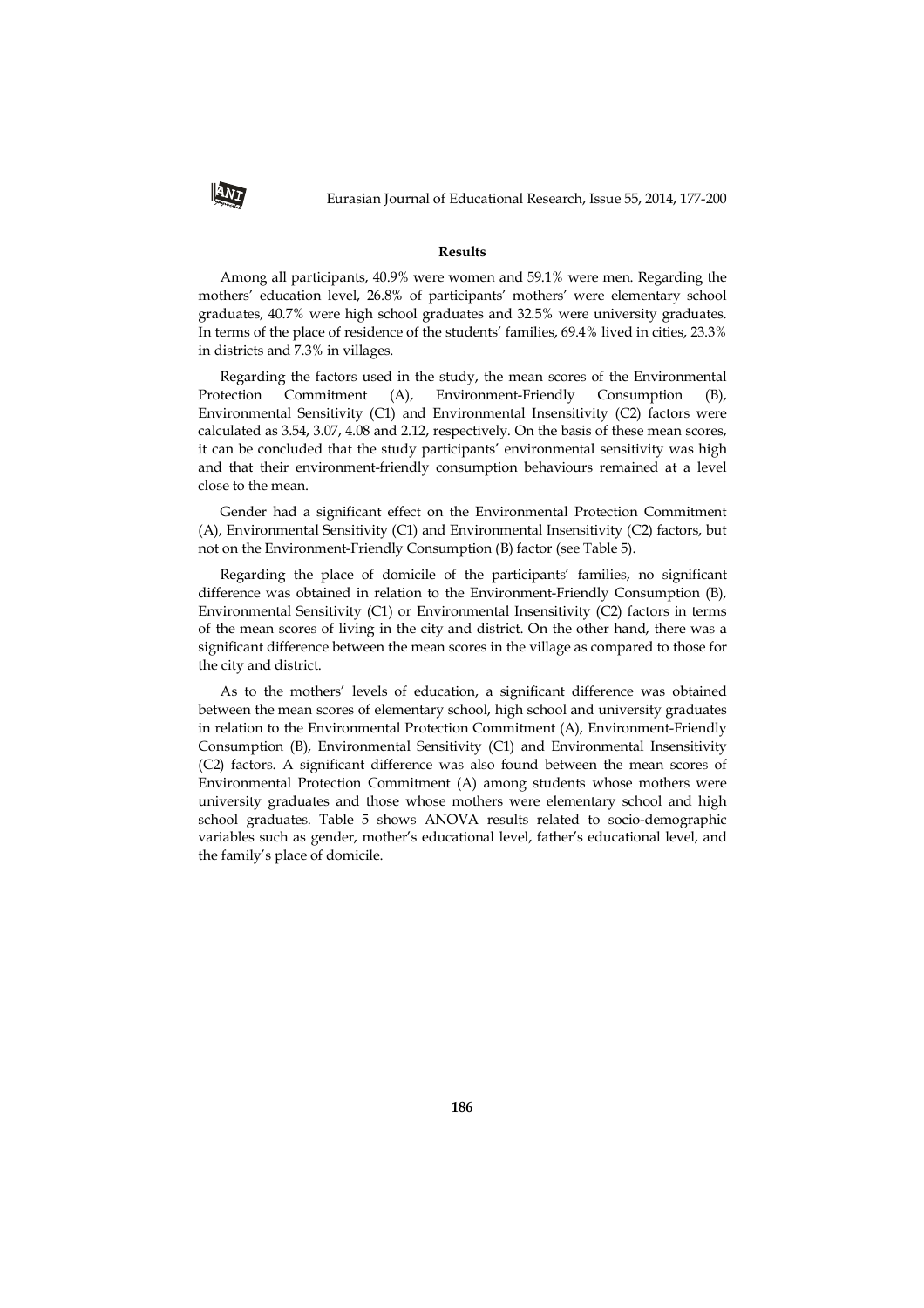**Results**

Among all participants, 40.9% were women and 59.1% were men. Regarding the mothers' education level, 26.8% of participants' mothers' were elementary school graduates, 40.7% were high school graduates and 32.5% were university graduates. In terms of the place of residence of the students' families, 69.4% lived in cities, 23.3% in districts and 7.3% in villages.

Regarding the factors used in the study, the mean scores of the Environmental Protection Commitment (A), Environment-Friendly Consumption (B), Environmental Sensitivity (C1) and Environmental Insensitivity (C2) factors were calculated as 3.54, 3.07, 4.08 and 2.12, respectively. On the basis of these mean scores, it can be concluded that the study participants' environmental sensitivity was high and that their environment-friendly consumption behaviours remained at a level close to the mean.

Gender had a significant effect on the Environmental Protection Commitment (A), Environmental Sensitivity (C1) and Environmental Insensitivity (C2) factors, but not on the Environment-Friendly Consumption (B) factor (see Table 5).

Regarding the place of domicile of the participants' families, no significant difference was obtained in relation to the Environment-Friendly Consumption (B), Environmental Sensitivity (C1) or Environmental Insensitivity (C2) factors in terms of the mean scores of living in the city and district. On the other hand, there was a significant difference between the mean scores in the village as compared to those for the city and district.

As to the mothers' levels of education, a significant difference was obtained between the mean scores of elementary school, high school and university graduates in relation to the Environmental Protection Commitment (A), Environment-Friendly Consumption (B), Environmental Sensitivity (C1) and Environmental Insensitivity (C2) factors. A significant difference was also found between the mean scores of Environmental Protection Commitment (A) among students whose mothers were university graduates and those whose mothers were elementary school and high school graduates. Table 5 shows ANOVA results related to socio-demographic variables such as gender, mother's educational level, father's educational level, and the family's place of domicile.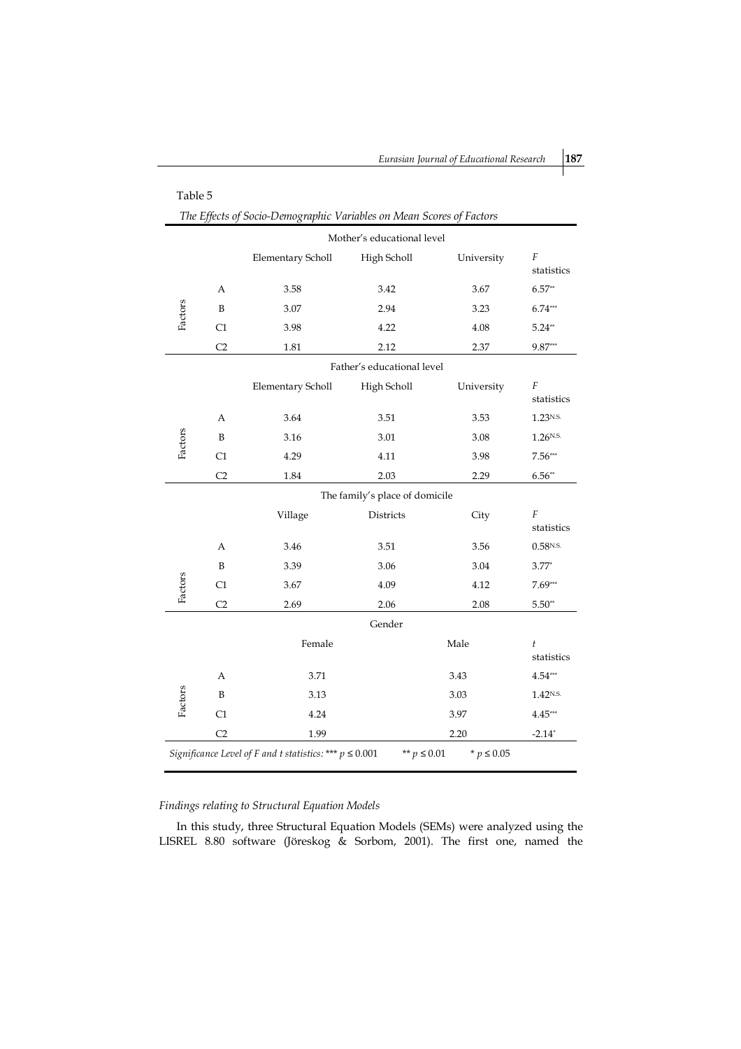Table 5

*The Effects of Socio-Demographic Variables on Mean Scores of Factors*

| | | Mother's educational level | | | |
|---|---|---|---|---|---|
| | | Elementary Scholl | High Scholl | University | $F$ statistics |
| Factors | A | 3.58 | 3.42 | 3.67 | 6.57** |
| | B | 3.07 | 2.94 | 3.23 | 6.74*** |
| | C1 | 3.98 | 4.22 | 4.08 | 5.24** |
| | C2 | 1.81 | 2.12 | 2.37 | 9.87*** |
| | | **Father's educational level** | | | |
| | | Elementary Scholl | High Scholl | University | $F$ statistics |
| Factors | A | 3.64 | 3.51 | 3.53 | 1.23N.S. |
| | B | 3.16 | 3.01 | 3.08 | 1.26N.S. |
| | C1 | 4.29 | 4.11 | 3.98 | 7.56*** |
| | C2 | 1.84 | 2.03 | 2.29 | 6.56** |
| | | **The family's place of domicile** | | | |
| | | Village | Districts | City | $F$ statistics |
| Factors | A | 3.46 | 3.51 | 3.56 | 0.58N.S. |
| | B | 3.39 | 3.06 | 3.04 | 3.77* |
| | C1 | 3.67 | 4.09 | 4.12 | 7.69*** |
| | C2 | 2.69 | 2.06 | 2.08 | 5.50** |
| | | **Gender** | | | |
| | | Female | | Male | $t$ statistics |
| Factors | A | 3.71 | | 3.43 | 4.54*** |
| | B | 3.13 | | 3.03 | 1.42N.S. |
| | C1 | 4.24 | | 3.97 | 4.45*** |
| | C2 | 1.99 | | 2.20 | -2.14* |

*Significance Level of F and t statistics:* *** $p \leq 0.001$ ** $p \leq 0.01$ * $p \leq 0.05$

*Findings relating to Structural Equation Models*

In this study, three Structural Equation Models (SEMs) were analyzed using the LISREL 8.80 software (Jöreskog & Sorbom, 2001). The first one, named the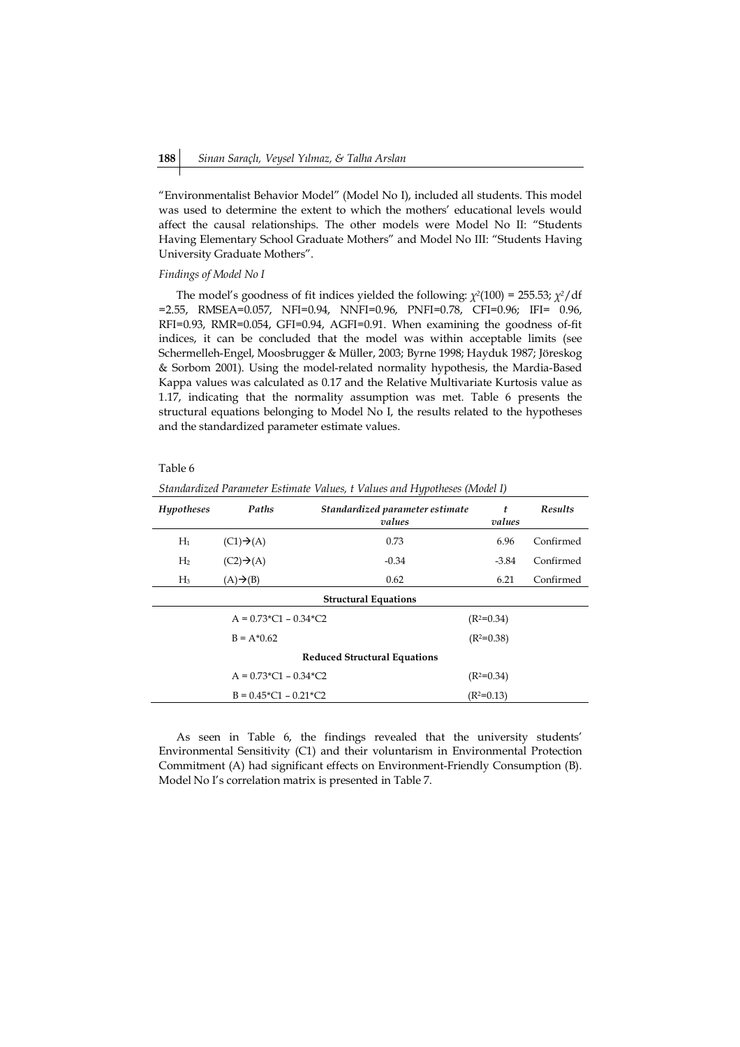"Environmentalist Behavior Model" (Model No I), included all students. This model was used to determine the extent to which the mothers' educational levels would affect the causal relationships. The other models were Model No II: "Students Having Elementary School Graduate Mothers" and Model No III: "Students Having University Graduate Mothers".

*Findings of Model No I*

The model's goodness of fit indices yielded the following: $\chi^2(100)$ = 255.53; $\chi^2$/df =2.55, RMSEA=0.057, NFI=0.94, NNFI=0.96, PNFI=0.78, CFI=0.96; IFI= 0.96, RFI=0.93, RMR=0.054, GFI=0.94, AGFI=0.91. When examining the goodness of-fit indices, it can be concluded that the model was within acceptable limits (see Schermelleh-Engel, Moosbrugger & Müller, 2003; Byrne 1998; Hayduk 1987; Jöreskog & Sorbom 2001). Using the model-related normality hypothesis, the Mardia-Based Kappa values was calculated as 0.17 and the Relative Multivariate Kurtosis value as 1.17, indicating that the normality assumption was met. Table 6 presents the structural equations belonging to Model No I, the results related to the hypotheses and the standardized parameter estimate values.

Table 6

*Standardized Parameter Estimate Values, t Values and Hypotheses (Model I)*

| *Hypotheses* | *Paths* | *Standardized parameter estimate values* | *t values* | *Results* |
|---|---|---|---|---|
| $H_1$ | (C1)→(A) | 0.73 | 6.96 | Confirmed |
| $H_2$ | (C2)→(A) | -0.34 | -3.84 | Confirmed |
| $H_3$ | (A)→(B) | 0.62 | 6.21 | Confirmed |
| | | **Structural Equations** | | |
| | A = 0.73*C1 – 0.34*C2 | | ($R^2$=0.34) | |
| | B = A*0.62 | | ($R^2$=0.38) | |
| | | **Reduced Structural Equations** | | |
| | A = 0.73*C1 – 0.34*C2 | | ($R^2$=0.34) | |
| | B = 0.45*C1 – 0.21*C2 | | ($R^2$=0.13) | |

As seen in Table 6, the findings revealed that the university students' Environmental Sensitivity (C1) and their voluntarism in Environmental Protection Commitment (A) had significant effects on Environment-Friendly Consumption (B). Model No I's correlation matrix is presented in Table 7.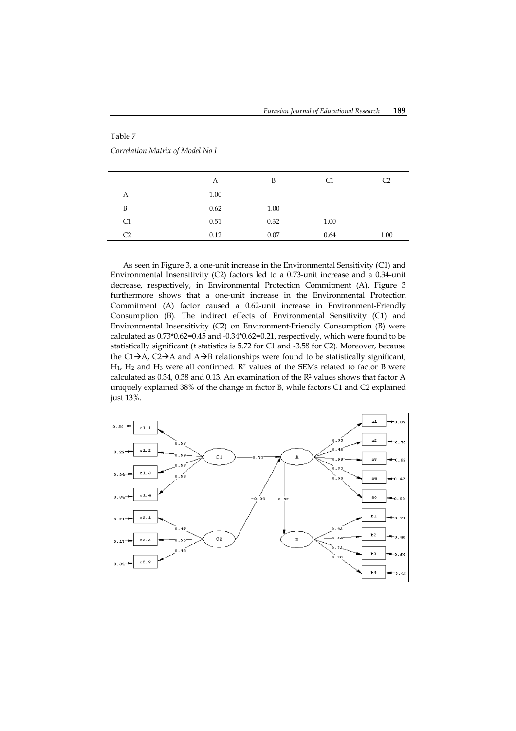Table 7

*Correlation Matrix of Model No I*

| | A | B | C1 | C2 |
|---|---|---|---|---|
| A | 1.00 | | | |
| B | 0.62 | 1.00 | | |
| C1 | 0.51 | 0.32 | 1.00 | |
| C2 | 0.12 | 0.07 | 0.64 | 1.00 |

As seen in Figure 3, a one-unit increase in the Environmental Sensitivity (C1) and Environmental Insensitivity (C2) factors led to a 0.73-unit increase and a 0.34-unit decrease, respectively, in Environmental Protection Commitment (A). Figure 3 furthermore shows that a one-unit increase in the Environmental Protection Commitment (A) factor caused a 0.62-unit increase in Environment-Friendly Consumption (B). The indirect effects of Environmental Sensitivity (C1) and Environmental Insensitivity (C2) on Environment-Friendly Consumption (B) were calculated as 0.73\*0.62=0.45 and -0.34\*0.62=0.21, respectively, which were found to be statistically significant (*t* statistics is 5.72 for C1 and -3.58 for C2). Moreover, because the C1→A, C2→A and A→B relationships were found to be statistically significant, $H_1$, $H_2$ and $H_3$ were all confirmed. $R^2$ values of the SEMs related to factor B were calculated as 0.34, 0.38 and 0.13. An examination of the $R^2$ values shows that factor A uniquely explained 38% of the change in factor B, while factors C1 and C2 explained just 13%.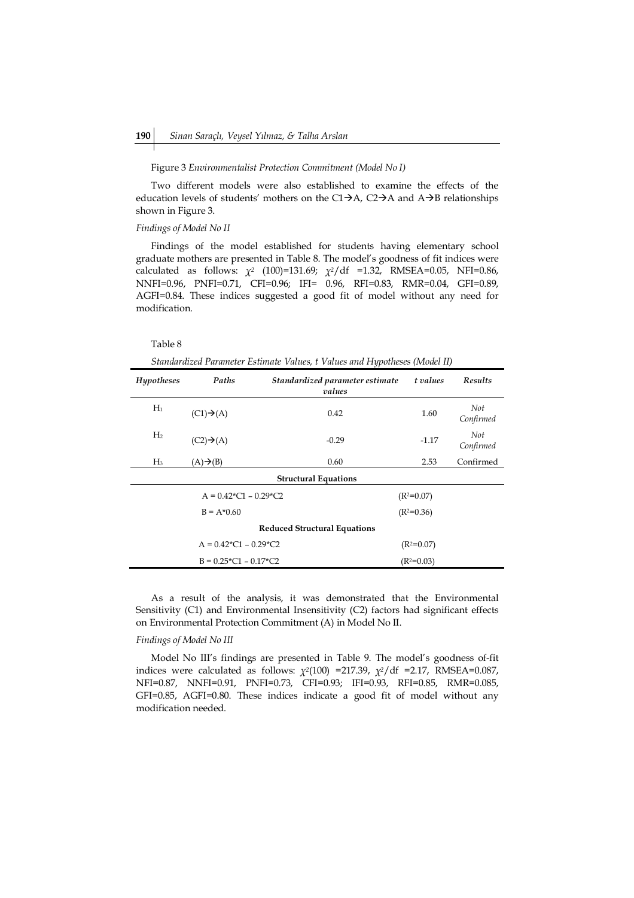Figure 3 *Environmentalist Protection Commitment (Model No I)*

Two different models were also established to examine the effects of the education levels of students' mothers on the C1→A, C2→A and A→B relationships shown in Figure 3.

*Findings of Model No II*

Findings of the model established for students having elementary school graduate mothers are presented in Table 8. The model's goodness of fit indices were calculated as follows: $\chi^2$ (100)=131.69; $\chi^2$/df =1.32, RMSEA=0.05, NFI=0.86, NNFI=0.96, PNFI=0.71, CFI=0.96; IFI= 0.96, RFI=0.83, RMR=0.04, GFI=0.89, AGFI=0.84. These indices suggested a good fit of model without any need for modification.

Table 8

*Standardized Parameter Estimate Values, t Values and Hypotheses (Model II)*

| *Hypotheses* | *Paths* | *Standardized parameter estimate values* | *t values* | *Results* |
|---|---|---|---|---|
| $H_1$ | (C1)→(A) | 0.42 | 1.60 | *Not Confirmed* |
| $H_2$ | (C2)→(A) | -0.29 | -1.17 | *Not Confirmed* |
| $H_3$ | (A)→(B) | 0.60 | 2.53 | Confirmed |
| | | **Structural Equations** | | |
| | A = 0.42*C1 – 0.29*C2 | | ($R^2$=0.07) | |
| | B = A*0.60 | | ($R^2$=0.36) | |
| | | **Reduced Structural Equations** | | |
| | A = 0.42*C1 – 0.29*C2 | | ($R^2$=0.07) | |
| | B = 0.25*C1 – 0.17*C2 | | ($R^2$=0.03) | |

As a result of the analysis, it was demonstrated that the Environmental Sensitivity (C1) and Environmental Insensitivity (C2) factors had significant effects on Environmental Protection Commitment (A) in Model No II.

*Findings of Model No III*

Model No III's findings are presented in Table 9. The model's goodness of-fit indices were calculated as follows: $\chi^2$(100) =217.39, $\chi^2$/df =2.17, RMSEA=0.087, NFI=0.87, NNFI=0.91, PNFI=0.73, CFI=0.93; IFI=0.93, RFI=0.85, RMR=0.085, GFI=0.85, AGFI=0.80. These indices indicate a good fit of model without any modification needed.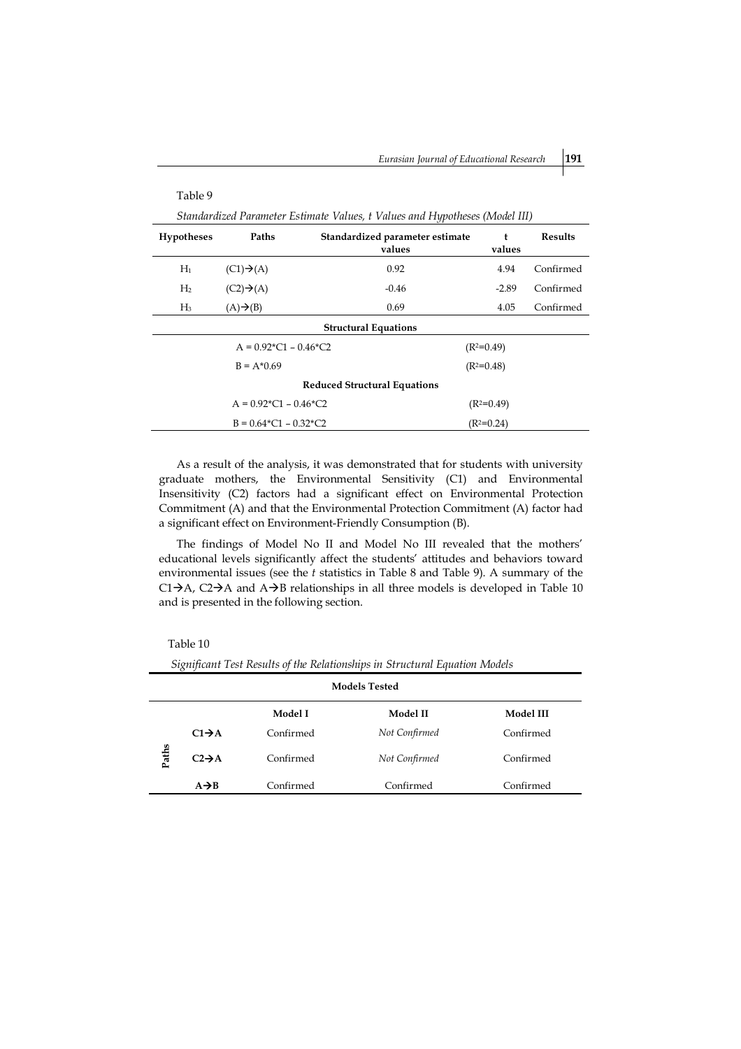Table 9

*Standardized Parameter Estimate Values, t Values and Hypotheses (Model III)*

| Hypotheses | Paths | Standardized parameter estimate values | t values | Results |
|---|---|---|---|---|
| $H_1$ | (C1)→(A) | 0.92 | 4.94 | Confirmed |
| $H_2$ | (C2)→(A) | -0.46 | -2.89 | Confirmed |
| $H_3$ | (A)→(B) | 0.69 | 4.05 | Confirmed |
| | | **Structural Equations** | | |
| | A = 0.92*C1 – 0.46*C2 | | ($R^2$=0.49) | |
| | B = A*0.69 | | ($R^2$=0.48) | |
| | | **Reduced Structural Equations** | | |
| | A = 0.92*C1 – 0.46*C2 | | ($R^2$=0.49) | |
| | B = 0.64*C1 – 0.32*C2 | | ($R^2$=0.24) | |

As a result of the analysis, it was demonstrated that for students with university graduate mothers, the Environmental Sensitivity (C1) and Environmental Insensitivity (C2) factors had a significant effect on Environmental Protection Commitment (A) and that the Environmental Protection Commitment (A) factor had a significant effect on Environment-Friendly Consumption (B).

The findings of Model No II and Model No III revealed that the mothers' educational levels significantly affect the students' attitudes and behaviors toward environmental issues (see the *t* statistics in Table 8 and Table 9). A summary of the C1→A, C2→A and A→B relationships in all three models is developed in Table 10 and is presented in the following section.

Table 10

*Significant Test Results of the Relationships in Structural Equation Models*

| | | Models Tested | | |
|---|---|---|---|---|
| | | Model I | Model II | Model III |
| Paths | **C1→A** | Confirmed | *Not Confirmed* | Confirmed |
| | **C2→A** | Confirmed | *Not Confirmed* | Confirmed |
| | **A→B** | Confirmed | Confirmed | Confirmed |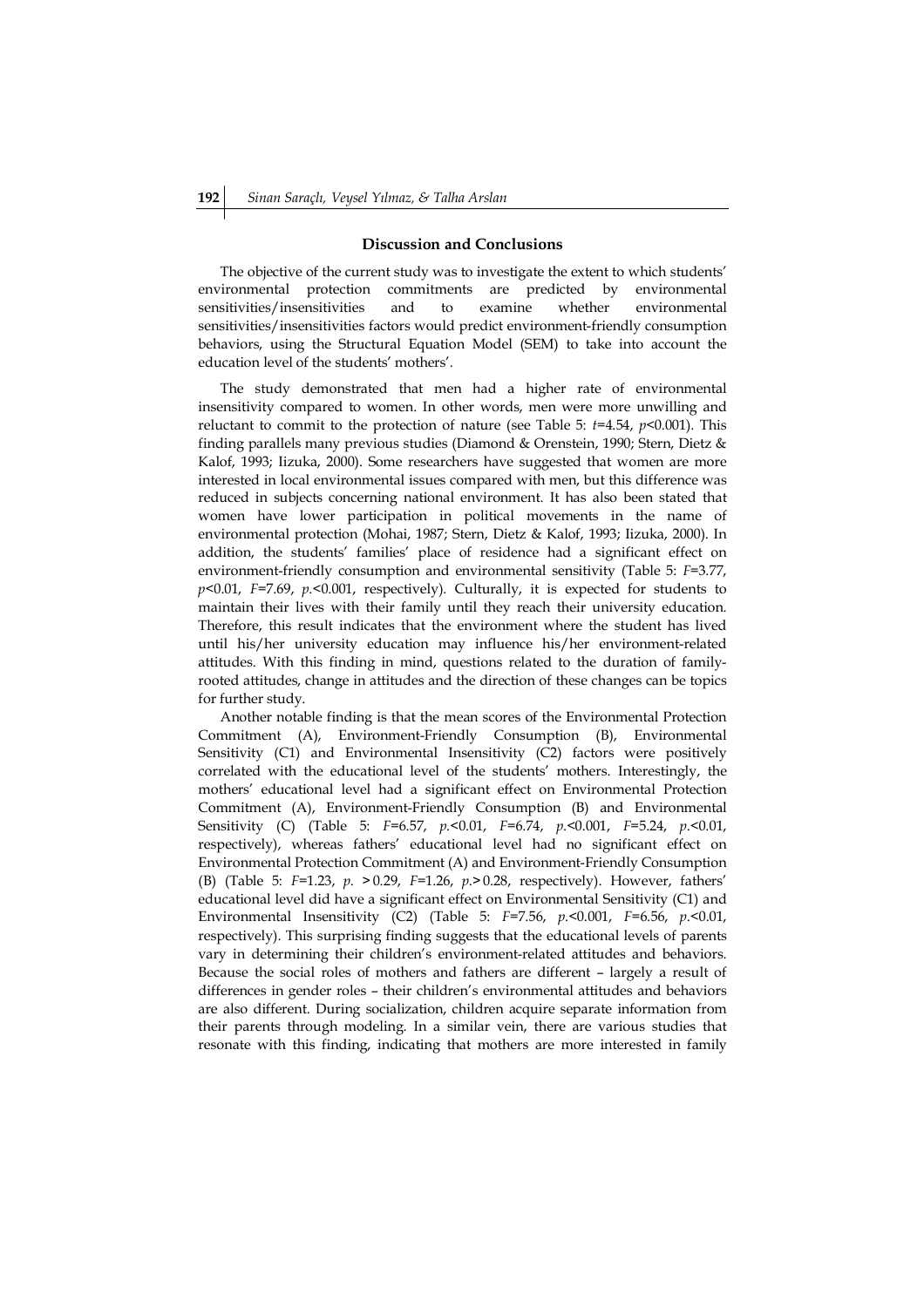## Discussion and Conclusions

The objective of the current study was to investigate the extent to which students' environmental protection commitments are predicted by environmental sensitivities/insensitivities and to examine whether environmental sensitivities/insensitivities factors would predict environment-friendly consumption behaviors, using the Structural Equation Model (SEM) to take into account the education level of the students' mothers'.

The study demonstrated that men had a higher rate of environmental insensitivity compared to women. In other words, men were more unwilling and reluctant to commit to the protection of nature (see Table 5: $t$=4.54, $p$<0.001). This finding parallels many previous studies (Diamond & Orenstein, 1990; Stern, Dietz & Kalof, 1993; Iizuka, 2000). Some researchers have suggested that women are more interested in local environmental issues compared with men, but this difference was reduced in subjects concerning national environment. It has also been stated that women have lower participation in political movements in the name of environmental protection (Mohai, 1987; Stern, Dietz & Kalof, 1993; Iizuka, 2000). In addition, the students' families' place of residence had a significant effect on environment-friendly consumption and environmental sensitivity (Table 5: $F$=3.77, $p$<0.01, $F$=7.69, $p$.<0.001, respectively). Culturally, it is expected for students to maintain their lives with their family until they reach their university education. Therefore, this result indicates that the environment where the student has lived until his/her university education may influence his/her environment-related attitudes. With this finding in mind, questions related to the duration of family-rooted attitudes, change in attitudes and the direction of these changes can be topics for further study.

Another notable finding is that the mean scores of the Environmental Protection Commitment (A), Environment-Friendly Consumption (B), Environmental Sensitivity (C1) and Environmental Insensitivity (C2) factors were positively correlated with the educational level of the students' mothers. Interestingly, the mothers' educational level had a significant effect on Environmental Protection Commitment (A), Environment-Friendly Consumption (B) and Environmental Sensitivity (C) (Table 5: $F$=6.57, $p$.<0.01, $F$=6.74, $p$.<0.001, $F$=5.24, $p$.<0.01, respectively), whereas fathers' educational level had no significant effect on Environmental Protection Commitment (A) and Environment-Friendly Consumption (B) (Table 5: $F$=1.23, $p$. > 0.29, $F$=1.26, $p$.> 0.28, respectively). However, fathers' educational level did have a significant effect on Environmental Sensitivity (C1) and Environmental Insensitivity (C2) (Table 5: $F$=7.56, $p$.<0.001, $F$=6.56, $p$.<0.01, respectively). This surprising finding suggests that the educational levels of parents vary in determining their children's environment-related attitudes and behaviors. Because the social roles of mothers and fathers are different – largely a result of differences in gender roles – their children's environmental attitudes and behaviors are also different. During socialization, children acquire separate information from their parents through modeling. In a similar vein, there are various studies that resonate with this finding, indicating that mothers are more interested in family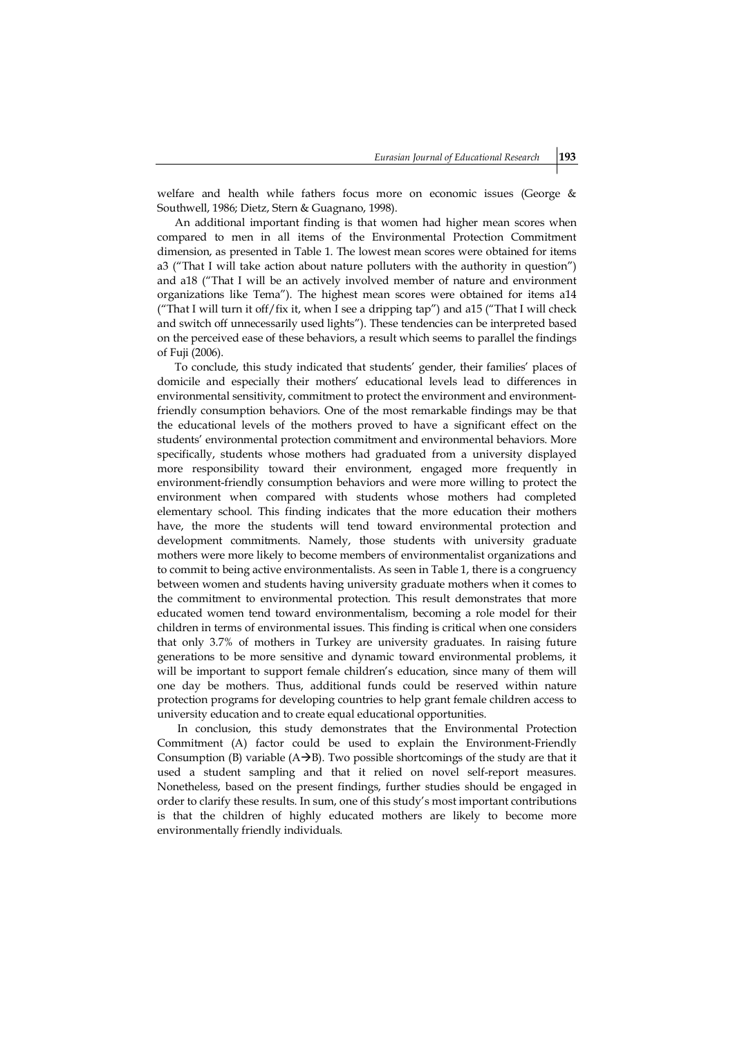welfare and health while fathers focus more on economic issues (George & Southwell, 1986; Dietz, Stern & Guagnano, 1998).

An additional important finding is that women had higher mean scores when compared to men in all items of the Environmental Protection Commitment dimension, as presented in Table 1. The lowest mean scores were obtained for items a3 ("That I will take action about nature polluters with the authority in question") and a18 ("That I will be an actively involved member of nature and environment organizations like Tema"). The highest mean scores were obtained for items a14 ("That I will turn it off/fix it, when I see a dripping tap") and a15 ("That I will check and switch off unnecessarily used lights"). These tendencies can be interpreted based on the perceived ease of these behaviors, a result which seems to parallel the findings of Fuji (2006).

To conclude, this study indicated that students' gender, their families' places of domicile and especially their mothers' educational levels lead to differences in environmental sensitivity, commitment to protect the environment and environment-friendly consumption behaviors. One of the most remarkable findings may be that the educational levels of the mothers proved to have a significant effect on the students' environmental protection commitment and environmental behaviors. More specifically, students whose mothers had graduated from a university displayed more responsibility toward their environment, engaged more frequently in environment-friendly consumption behaviors and were more willing to protect the environment when compared with students whose mothers had completed elementary school. This finding indicates that the more education their mothers have, the more the students will tend toward environmental protection and development commitments. Namely, those students with university graduate mothers were more likely to become members of environmentalist organizations and to commit to being active environmentalists. As seen in Table 1, there is a congruency between women and students having university graduate mothers when it comes to the commitment to environmental protection. This result demonstrates that more educated women tend toward environmentalism, becoming a role model for their children in terms of environmental issues. This finding is critical when one considers that only 3.7% of mothers in Turkey are university graduates. In raising future generations to be more sensitive and dynamic toward environmental problems, it will be important to support female children's education, since many of them will one day be mothers. Thus, additional funds could be reserved within nature protection programs for developing countries to help grant female children access to university education and to create equal educational opportunities.

In conclusion, this study demonstrates that the Environmental Protection Commitment (A) factor could be used to explain the Environment-Friendly Consumption (B) variable (A→B). Two possible shortcomings of the study are that it used a student sampling and that it relied on novel self-report measures. Nonetheless, based on the present findings, further studies should be engaged in order to clarify these results. In sum, one of this study's most important contributions is that the children of highly educated mothers are likely to become more environmentally friendly individuals.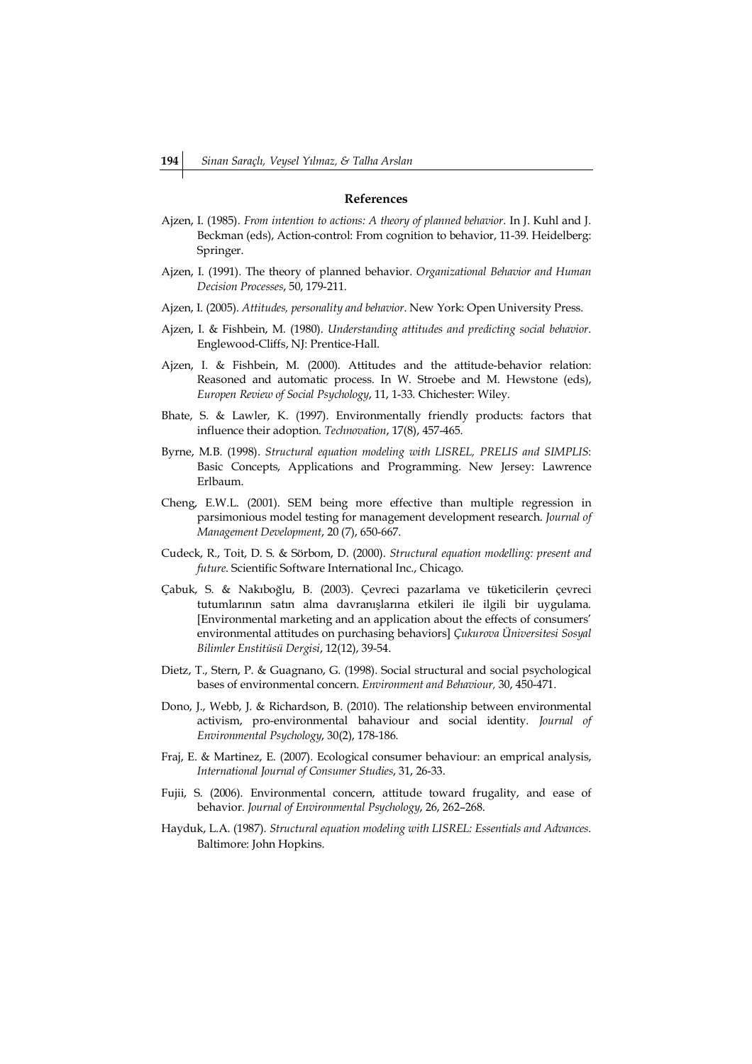## References

Ajzen, I. (1985). *From intention to actions: A theory of planned behavior*. In J. Kuhl and J. Beckman (eds), Action-control: From cognition to behavior, 11-39. Heidelberg: Springer.

Ajzen, I. (1991). The theory of planned behavior. *Organizational Behavior and Human Decision Processes*, 50, 179-211.

Ajzen, I. (2005). *Attitudes, personality and behavior*. New York: Open University Press.

Ajzen, I. & Fishbein, M. (1980). *Understanding attitudes and predicting social behavior*. Englewood-Cliffs, NJ: Prentice-Hall.

Ajzen, I. & Fishbein, M. (2000). Attitudes and the attitude-behavior relation: Reasoned and automatic process. In W. Stroebe and M. Hewstone (eds), *Europen Review of Social Psychology*, 11, 1-33. Chichester: Wiley.

Bhate, S. & Lawler, K. (1997). Environmentally friendly products: factors that influence their adoption. *Technovation*, 17(8), 457-465.

Byrne, M.B. (1998). *Structural equation modeling with LISREL, PRELIS and SIMPLIS*: Basic Concepts, Applications and Programming. New Jersey: Lawrence Erlbaum.

Cheng, E.W.L. (2001). SEM being more effective than multiple regression in parsimonious model testing for management development research. *Journal of Management Development*, 20 (7), 650-667.

Cudeck, R., Toit, D. S. & Sörbom, D. (2000). *Structural equation modelling: present and future*. Scientific Software International Inc., Chicago.

Çabuk, S. & Nakıboğlu, B. (2003). Çevreci pazarlama ve tüketicilerin çevreci tutumlarının satın alma davranışlarına etkileri ile ilgili bir uygulama. [Environmental marketing and an application about the effects of consumers' environmental attitudes on purchasing behaviors] *Çukurova Üniversitesi Sosyal Bilimler Enstitüsü Dergisi*, 12(12), 39-54.

Dietz, T., Stern, P. & Guagnano, G. (1998). Social structural and social psychological bases of environmental concern. *Environment and Behaviour,* 30, 450-471.

Dono, J., Webb, J. & Richardson, B. (2010). The relationship between environmental activism, pro-environmental bahaviour and social identity. *Journal of Environmental Psychology*, 30(2), 178-186.

Fraj, E. & Martinez, E. (2007). Ecological consumer behaviour: an emprical analysis, *International Journal of Consumer Studies*, 31, 26-33.

Fujii, S. (2006). Environmental concern, attitude toward frugality, and ease of behavior. *Journal of Environmental Psychology*, 26, 262–268.

Hayduk, L.A. (1987). *Structural equation modeling with LISREL: Essentials and Advances*. Baltimore: John Hopkins.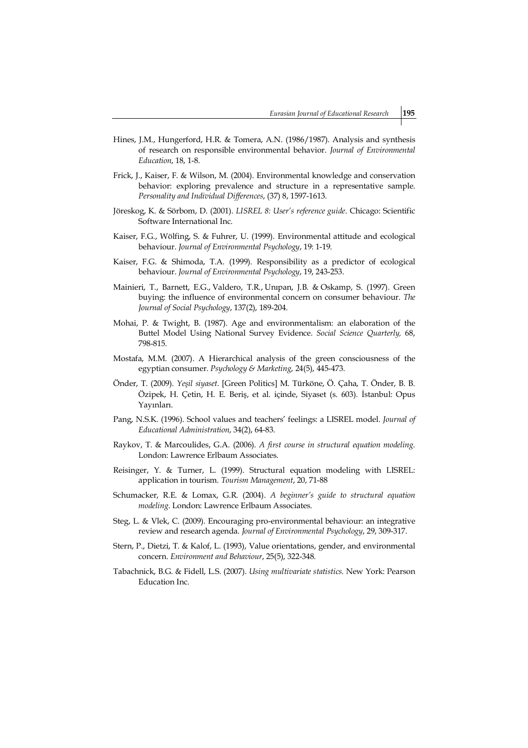Hines, J.M., Hungerford, H.R. & Tomera, A.N. (1986/1987). Analysis and synthesis of research on responsible environmental behavior. *Journal of Environmental Education*, 18, 1-8.

Frick, J., Kaiser, F. & Wilson, M. (2004). Environmental knowledge and conservation behavior: exploring prevalence and structure in a representative sample. *Personality and Individual Differences*, (37) 8, 1597-1613.

Jöreskog, K. & Sörbom, D. (2001). *LISREL 8: User's reference guide*. Chicago: Scientific Software International Inc.

Kaiser, F.G., Wölfing, S. & Fuhrer, U. (1999). Environmental attitude and ecological behaviour. *Journal of Environmental Psychology*, 19: 1-19.

Kaiser, F.G. & Shimoda, T.A. (1999). Responsibility as a predictor of ecological behaviour. *Journal of Environmental Psychology*, 19, 243-253.

Mainieri, T., Barnett, E.G., Valdero, T.R., Unıpan, J.B. & Oskamp, S. (1997). Green buying: the influence of environmental concern on consumer behaviour. *The Journal of Social Psychology*, 137(2), 189-204.

Mohai, P. & Twight, B. (1987). Age and environmentalism: an elaboration of the Buttel Model Using National Survey Evidence. *Social Science Quarterly,* 68, 798-815.

Mostafa, M.M. (2007). A Hierarchical analysis of the green consciousness of the egyptian consumer. *Psychology & Marketing*, 24(5), 445-473.

Önder, T. (2009). *Yeşil siyaset*. [Green Politics] M. Türköne, Ö. Çaha, T. Önder, B. B. Özipek, H. Çetin, H. E. Beriş, et al. içinde, Siyaset (s. 603). İstanbul: Opus Yayınları.

Pang, N.S.K. (1996). School values and teachers' feelings: a LISREL model. *Journal of Educational Administration*, 34(2), 64-83.

Raykov, T. & Marcoulides, G.A. (2006). *A first course in structural equation modeling.* London: Lawrence Erlbaum Associates.

Reisinger, Y. & Turner, L. (1999). Structural equation modeling with LISREL: application in tourism. *Tourism Management*, 20, 71-88

Schumacker, R.E. & Lomax, G.R. (2004). *A beginner's guide to structural equation modeling*. London: Lawrence Erlbaum Associates.

Steg, L. & Vlek, C. (2009). Encouraging pro-environmental behaviour: an integrative review and research agenda. *Journal of Environmental Psychology*, 29, 309-317.

Stern, P., Dietzi, T. & Kalof, L. (1993), Value orientations, gender, and environmental concern. *Environment and Behaviour*, 25(5), 322-348.

Tabachnick, B.G. & Fidell, L.S. (2007). *Using multivariate statistics.* New York: Pearson Education Inc.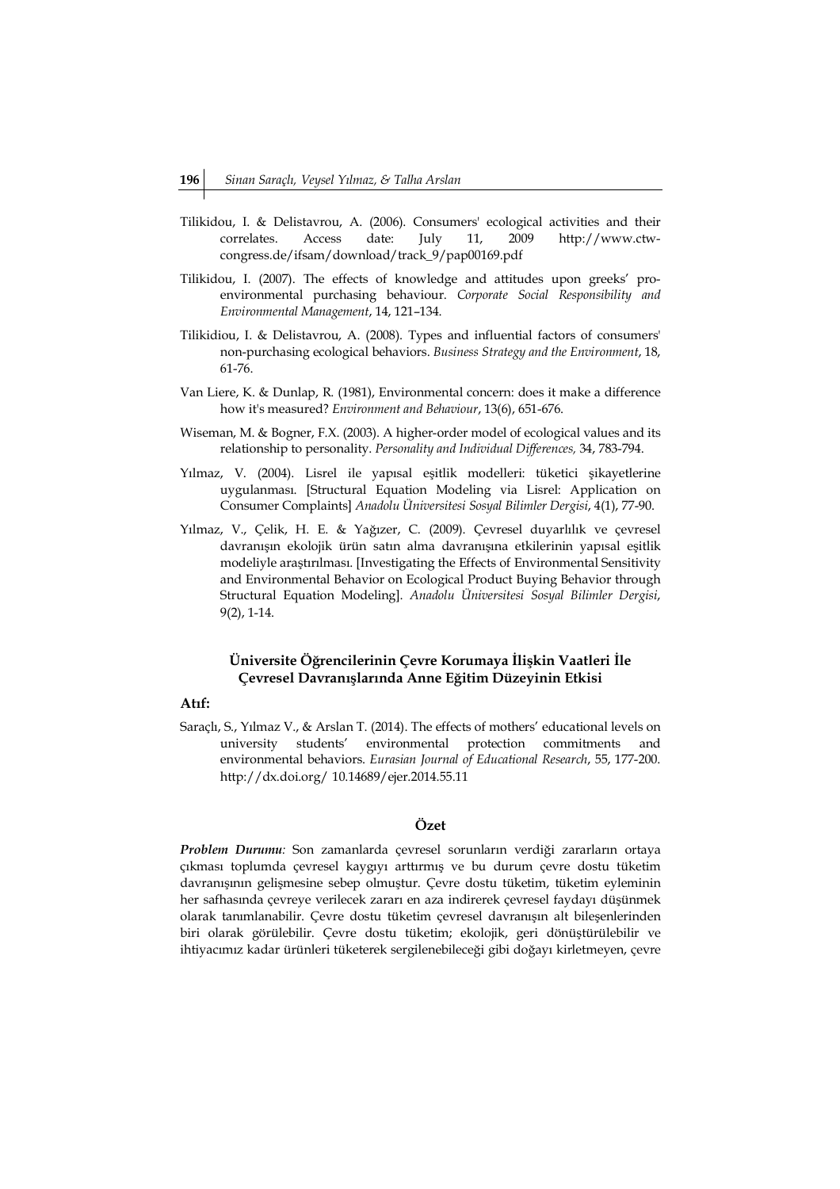Tilikidou, I. & Delistavrou, A. (2006). Consumers' ecological activities and their correlates. Access date: July 11, 2009 http://www.ctw-congress.de/ifsam/download/track_9/pap00169.pdf

Tilikidou, I. (2007). The effects of knowledge and attitudes upon greeks' pro-environmental purchasing behaviour. *Corporate Social Responsibility and Environmental Management*, 14, 121–134.

Tilikidiou, I. & Delistavrou, A. (2008). Types and influential factors of consumers' non-purchasing ecological behaviors. *Business Strategy and the Environment*, 18, 61-76.

Van Liere, K. & Dunlap, R. (1981), Environmental concern: does it make a difference how it's measured? *Environment and Behaviour*, 13(6), 651-676.

Wiseman, M. & Bogner, F.X. (2003). A higher-order model of ecological values and its relationship to personality. *Personality and Individual Differences,* 34, 783-794.

Yılmaz, V. (2004). Lisrel ile yapısal eşitlik modelleri: tüketici şikayetlerine uygulanması. [Structural Equation Modeling via Lisrel: Application on Consumer Complaints] *Anadolu Üniversitesi Sosyal Bilimler Dergisi*, 4(1), 77-90.

Yılmaz, V., Çelik, H. E. & Yağızer, C. (2009). Çevresel duyarlılık ve çevresel davranışın ekolojik ürün satın alma davranışına etkilerinin yapısal eşitlik modeliyle araştırılması. [Investigating the Effects of Environmental Sensitivity and Environmental Behavior on Ecological Product Buying Behavior through Structural Equation Modeling]. *Anadolu Üniversitesi Sosyal Bilimler Dergisi*, 9(2), 1-14.

## Üniversite Öğrencilerinin Çevre Korumaya İlişkin Vaatleri İle Çevresel Davranışlarında Anne Eğitim Düzeyinin Etkisi

**Atıf:**

Saraçlı, S., Yılmaz V., & Arslan T. (2014). The effects of mothers' educational levels on university students' environmental protection commitments and environmental behaviors. *Eurasian Journal of Educational Research*, 55, 177-200. http://dx.doi.org/ 10.14689/ejer.2014.55.11

### Özet

***Problem Durumu:*** Son zamanlarda çevresel sorunların verdiği zararların ortaya çıkması toplumda çevresel kaygıyı arttırmış ve bu durum çevre dostu tüketim davranışının gelişmesine sebep olmuştur. Çevre dostu tüketim, tüketim eyleminin her safhasında çevreye verilecek zararı en aza indirerek çevresel faydayı düşünmek olarak tanımlanabilir. Çevre dostu tüketim çevresel davranışın alt bileşenlerinden biri olarak görülebilir. Çevre dostu tüketim; ekolojik, geri dönüştürülebilir ve ihtiyacımız kadar ürünleri tüketerek sergilenebileceği gibi doğayı kirletmeyen, çevre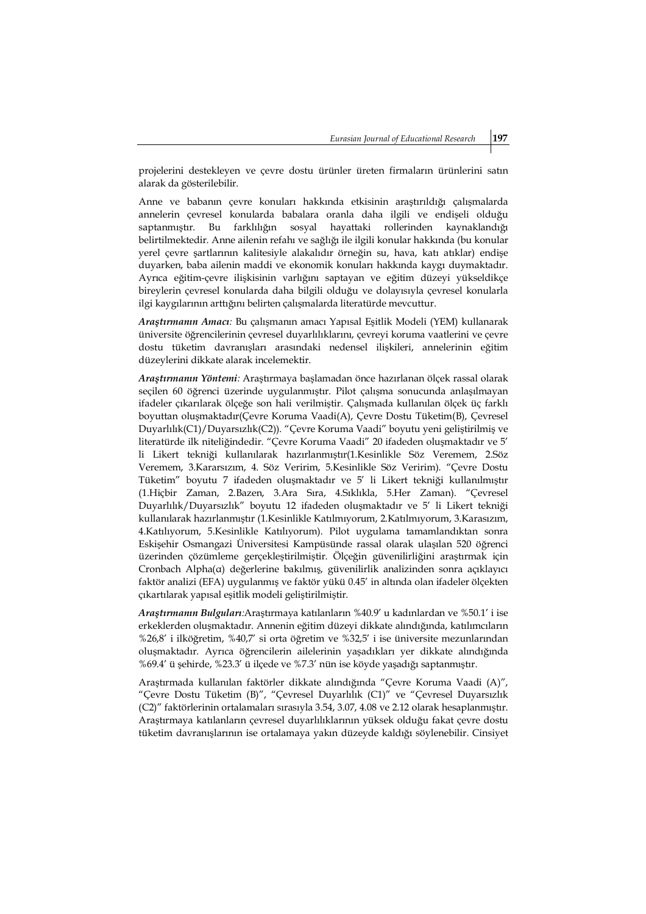projelerini destekleyen ve çevre dostu ürünler üreten firmaların ürünlerini satın alarak da gösterilebilir.

Anne ve babanın çevre konuları hakkında etkisinin araştırıldığı çalışmalarda annelerin çevresel konularda babalara oranla daha ilgili ve endişeli olduğu saptanmıştır. Bu farklılığın sosyal hayattaki rollerinden kaynaklandığı belirtilmektedir. Anne ailenin refahı ve sağlığı ile ilgili konular hakkında (bu konular yerel çevre şartlarının kalitesiyle alakalıdır örneğin su, hava, katı atıklar) endişe duyarken, baba ailenin maddi ve ekonomik konuları hakkında kaygı duymaktadır. Ayrıca eğitim-çevre ilişkisinin varlığını saptayan ve eğitim düzeyi yükseldikçe bireylerin çevresel konularda daha bilgili olduğu ve dolayısıyla çevresel konularla ilgi kaygılarının arttığını belirten çalışmalarda literatürde mevcuttur.

*Araştırmanın Amacı:* Bu çalışmanın amacı Yapısal Eşitlik Modeli (YEM) kullanarak üniversite öğrencilerinin çevresel duyarlılıklarını, çevreyi koruma vaatlerini ve çevre dostu tüketim davranışları arasındaki nedensel ilişkileri, annelerinin eğitim düzeylerini dikkate alarak incelemektir.

*Araştırmanın Yöntemi:* Araştırmaya başlamadan önce hazırlanan ölçek rassal olarak seçilen 60 öğrenci üzerinde uygulanmıştır. Pilot çalışma sonucunda anlaşılmayan ifadeler çıkarılarak ölçeğe son hali verilmiştir. Çalışmada kullanılan ölçek üç farklı boyuttan oluşmaktadır(Çevre Koruma Vaadi(A), Çevre Dostu Tüketim(B), Çevresel Duyarlılık(C1)/Duyarsızlık(C2)). "Çevre Koruma Vaadi" boyutu yeni geliştirilmiş ve literatürde ilk niteliğindedir. "Çevre Koruma Vaadi" 20 ifadeden oluşmaktadır ve 5' li Likert tekniği kullanılarak hazırlanmıştır(1.Kesinlikle Söz Veremem, 2.Söz Veremem, 3.Kararsızım, 4. Söz Veririm, 5.Kesinlikle Söz Veririm). "Çevre Dostu Tüketim" boyutu 7 ifadeden oluşmaktadır ve 5' li Likert tekniği kullanılmıştır (1.Hiçbir Zaman, 2.Bazen, 3.Ara Sıra, 4.Sıklıkla, 5.Her Zaman). "Çevresel Duyarlılık/Duyarsızlık" boyutu 12 ifadeden oluşmaktadır ve 5' li Likert tekniği kullanılarak hazırlanmıştır (1.Kesinlikle Katılmıyorum, 2.Katılmıyorum, 3.Karasızım, 4.Katılıyorum, 5.Kesinlikle Katılıyorum). Pilot uygulama tamamlandıktan sonra Eskişehir Osmangazi Üniversitesi Kampüsünde rassal olarak ulaşılan 520 öğrenci üzerinden çözümleme gerçekleştirilmiştir. Ölçeğin güvenilirliğini araştırmak için Cronbach Alpha(α) değerlerine bakılmış, güvenilirlik analizinden sonra açıklayıcı faktör analizi (EFA) uygulanmış ve faktör yükü 0.45' in altında olan ifadeler ölçekten çıkartılarak yapısal eşitlik modeli geliştirilmiştir.

*Araştırmanın Bulguları:*Araştırmaya katılanların %40.9' u kadınlardan ve %50.1' i ise erkeklerden oluşmaktadır. Annenin eğitim düzeyi dikkate alındığında, katılımcıların %26,8' i ilköğretim, %40,7' si orta öğretim ve %32,5' i ise üniversite mezunlarından oluşmaktadır. Ayrıca öğrencilerin ailelerinin yaşadıkları yer dikkate alındığında %69.4' ü şehirde, %23.3' ü ilçede ve %7.3' nün ise köyde yaşadığı saptanmıştır.

Araştırmada kullanılan faktörler dikkate alındığında "Çevre Koruma Vaadi (A)", "Çevre Dostu Tüketim (B)", "Çevresel Duyarlılık (C1)" ve "Çevresel Duyarsızlık (C2)" faktörlerinin ortalamaları sırasıyla 3.54, 3.07, 4.08 ve 2.12 olarak hesaplanmıştır. Araştırmaya katılanların çevresel duyarlılıklarının yüksek olduğu fakat çevre dostu tüketim davranışlarının ise ortalamaya yakın düzeyde kaldığı söylenebilir. Cinsiyet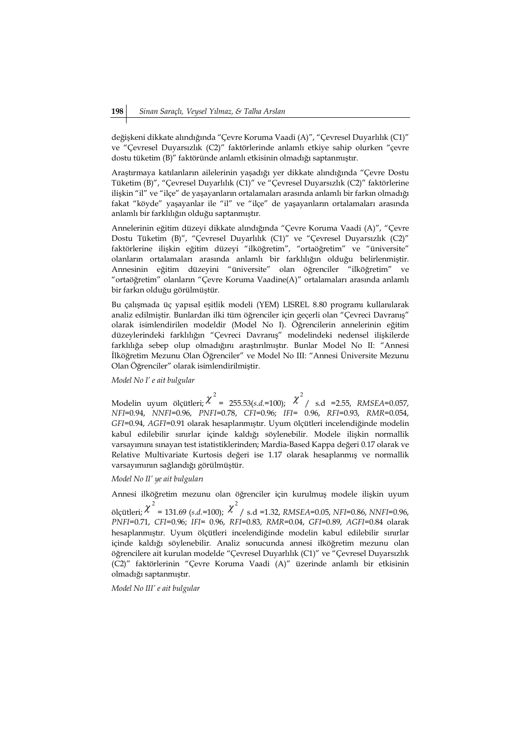değişkeni dikkate alındığında "Çevre Koruma Vaadi (A)", "Çevresel Duyarlılık (C1)" ve "Çevresel Duyarsızlık (C2)" faktörlerinde anlamlı etkiye sahip olurken "çevre dostu tüketim (B)" faktöründe anlamlı etkisinin olmadığı saptanmıştır.

Araştırmaya katılanların ailelerinin yaşadığı yer dikkate alındığında "Çevre Dostu Tüketim (B)", "Çevresel Duyarlılık (C1)" ve "Çevresel Duyarsızlık (C2)" faktörlerine ilişkin "il" ve "ilçe" de yaşayanların ortalamaları arasında anlamlı bir farkın olmadığı fakat "köyde" yaşayanlar ile "il" ve "ilçe" de yaşayanların ortalamaları arasında anlamlı bir farklılığın olduğu saptanmıştır.

Annelerinin eğitim düzeyi dikkate alındığında "Çevre Koruma Vaadi (A)", "Çevre Dostu Tüketim (B)", "Çevresel Duyarlılık (C1)" ve "Çevresel Duyarsızlık (C2)" faktörlerine ilişkin eğitim düzeyi "ilköğretim", "ortaöğretim" ve "üniversite" olanların ortalamaları arasında anlamlı bir farklılığın olduğu belirlenmiştir. Annesinin eğitim düzeyini "üniversite" olan öğrenciler "ilköğretim" ve "ortaöğretim" olanların "Çevre Koruma Vaadine(A)" ortalamaları arasında anlamlı bir farkın olduğu görülmüştür.

Bu çalışmada üç yapısal eşitlik modeli (YEM) LISREL 8.80 programı kullanılarak analiz edilmiştir. Bunlardan ilki tüm öğrenciler için geçerli olan "Çevreci Davranış" olarak isimlendirilen modeldir (Model No I). Öğrencilerin annelerinin eğitim düzeylerindeki farklılığın "Çevreci Davranış" modelindeki nedensel ilişkilerde farklılığa sebep olup olmadığını araştırılmıştır. Bunlar Model No II: "Annesi İlköğretim Mezunu Olan Öğrenciler" ve Model No III: "Annesi Üniversite Mezunu Olan Öğrenciler" olarak isimlendirilmiştir.

*Model No I' e ait bulgular*

Modelin uyum ölçütleri; $\chi^2$ = 255.53(*s.d.*=100); $\chi^2$ / s.d =2.55, *RMSEA*=0.057, *NFI*=0.94, *NNFI*=0.96, *PNFI*=0.78, *CFI*=0.96; *IFI*= 0.96, *RFI*=0.93, *RMR*=0.054, *GFI*=0.94, *AGFI*=0.91 olarak hesaplanmıştır. Uyum ölçütleri incelendiğinde modelin kabul edilebilir sınırlar içinde kaldığı söylenebilir. Modele ilişkin normallik varsayımını sınayan test istatistiklerinden; Mardia-Based Kappa değeri 0.17 olarak ve Relative Multivariate Kurtosis değeri ise 1.17 olarak hesaplanmış ve normallik varsayımının sağlandığı görülmüştür.

*Model No II' ye ait bulguları*

Annesi ilköğretim mezunu olan öğrenciler için kurulmuş modele ilişkin uyum ölçütleri; $\chi^2$ = 131.69 (*s.d.*=100); $\chi^2$ / s.d =1.32, *RMSEA*=0.05, *NFI*=0.86, *NNFI*=0.96, *PNFI*=0.71, *CFI*=0.96; *IFI*= 0.96, *RFI*=0.83, *RMR*=0.04, *GFI*=0.89, *AGFI*=0.84 olarak hesaplanmıştır. Uyum ölçütleri incelendiğinde modelin kabul edilebilir sınırlar içinde kaldığı söylenebilir. Analiz sonucunda annesi ilköğretim mezunu olan öğrencilere ait kurulan modelde "Çevresel Duyarlılık (C1)" ve "Çevresel Duyarsızlık (C2)" faktörlerinin "Çevre Koruma Vaadi (A)" üzerinde anlamlı bir etkisinin olmadığı saptanmıştır.

*Model No III' e ait bulgular*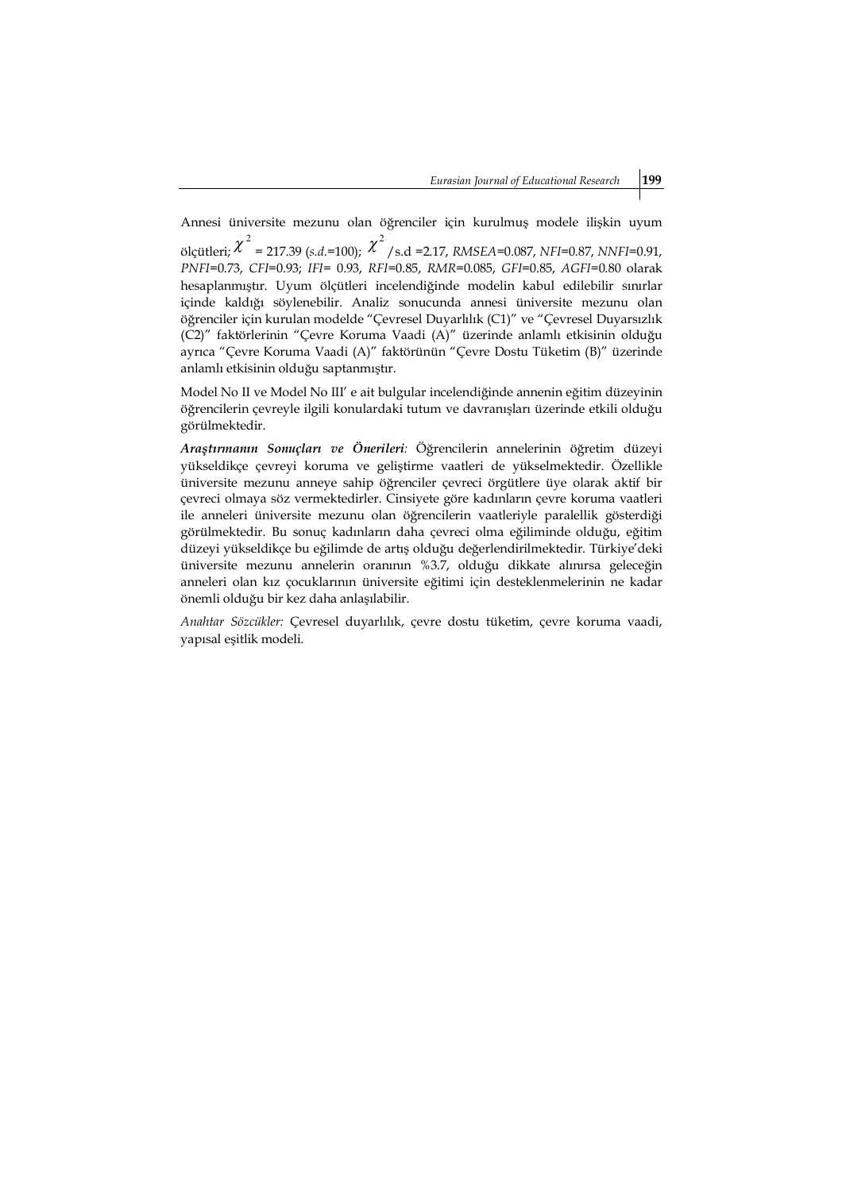Annesi üniversite mezunu olan öğrenciler için kurulmuş modele ilişkin uyum ölçütleri; $\chi^2$ = 217.39 (*s.d.*=100); $\chi^2$/s.d =2.17, *RMSEA*=0.087, *NFI*=0.87, *NNFI*=0.91, *PNFI*=0.73, *CFI*=0.93; *IFI*= 0.93, *RFI*=0.85, *RMR*=0.085, *GFI*=0.85, *AGFI*=0.80 olarak hesaplanmıştır. Uyum ölçütleri incelendiğinde modelin kabul edilebilir sınırlar içinde kaldığı söylenebilir. Analiz sonucunda annesi üniversite mezunu olan öğrenciler için kurulan modelde "Çevresel Duyarlılık (C1)" ve "Çevresel Duyarsızlık (C2)" faktörlerinin "Çevre Koruma Vaadi (A)" üzerinde anlamlı etkisinin olduğu ayrıca "Çevre Koruma Vaadi (A)" faktörünün "Çevre Dostu Tüketim (B)" üzerinde anlamlı etkisinin olduğu saptanmıştır.

Model No II ve Model No III' e ait bulgular incelendiğinde annenin eğitim düzeyinin öğrencilerin çevreyle ilgili konulardaki tutum ve davranışları üzerinde etkili olduğu görülmektedir.

***Araştırmanın Sonuçları ve Önerileri:*** Öğrencilerin annelerinin öğretim düzeyi yükseldikçe çevreyi koruma ve geliştirme vaatleri de yükselmektedir. Özellikle üniversite mezunu anneye sahip öğrenciler çevreci örgütlere üye olarak aktif bir çevreci olmaya söz vermektedirler. Cinsiyete göre kadınların çevre koruma vaatleri ile anneleri üniversite mezunu olan öğrencilerin vaatleriyle paralellik gösterdiği görülmektedir. Bu sonuç kadınların daha çevreci olma eğiliminde olduğu, eğitim düzeyi yükseldikçe bu eğilimde de artış olduğu değerlendirilmektedir. Türkiye'deki üniversite mezunu annelerin oranının %3.7, olduğu dikkate alınırsa geleceğin anneleri olan kız çocuklarının üniversite eğitimi için desteklenmelerinin ne kadar önemli olduğu bir kez daha anlaşılabilir.

*Anahtar Sözcükler:* Çevresel duyarlılık, çevre dostu tüketim, çevre koruma vaadi, yapısal eşitlik modeli.